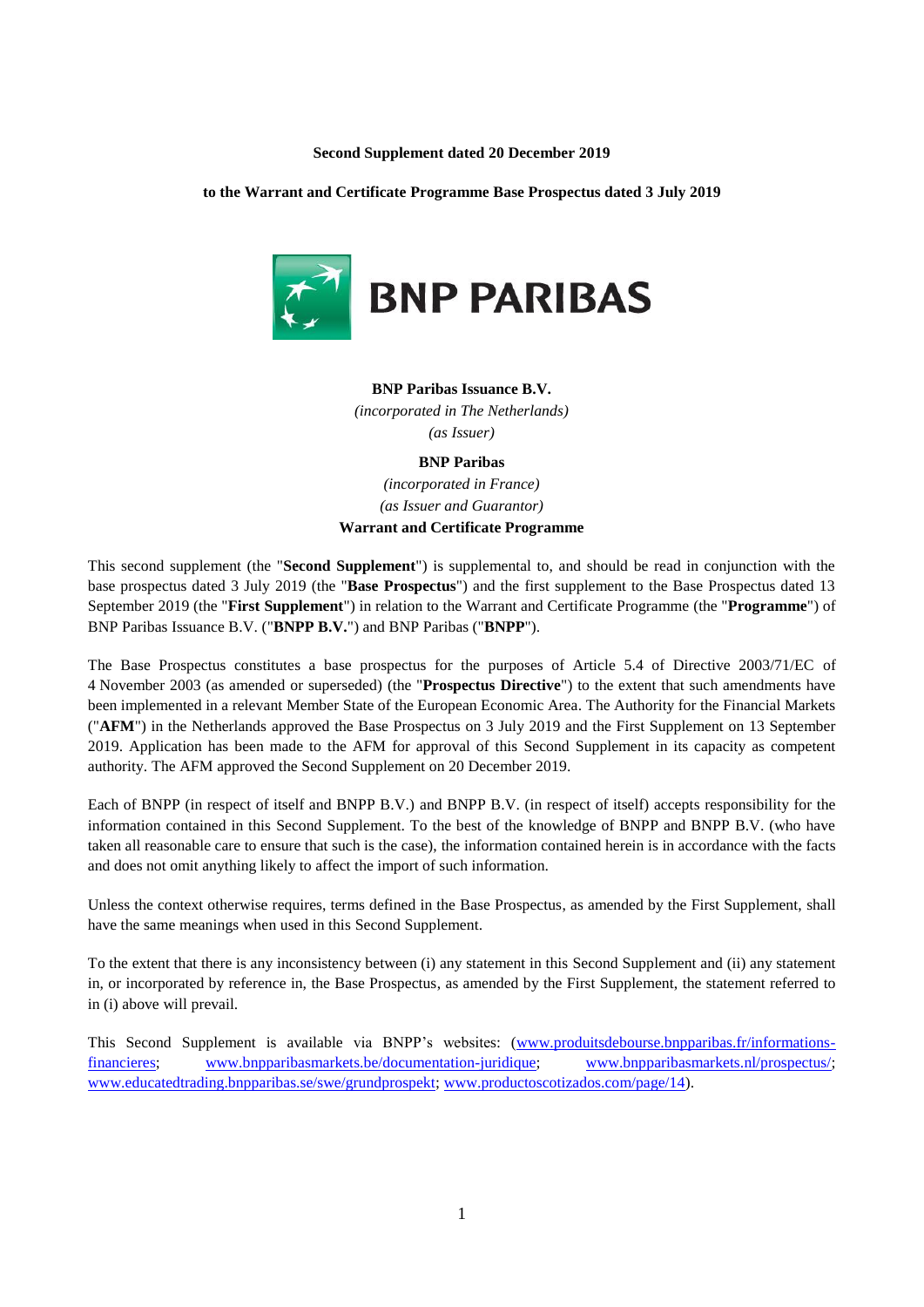**Second Supplement dated 20 December 2019**

**to the Warrant and Certificate Programme Base Prospectus dated 3 July 2019**

**BNP PARIBAS**

**BNP Paribas Issuance B.V.**
*(incorporated in The Netherlands)*
*(as Issuer)*

**BNP Paribas**
*(incorporated in France)*
*(as Issuer and Guarantor)*
**Warrant and Certificate Programme**

This second supplement (the "**Second Supplement**") is supplemental to, and should be read in conjunction with the base prospectus dated 3 July 2019 (the "**Base Prospectus**") and the first supplement to the Base Prospectus dated 13 September 2019 (the "**First Supplement**") in relation to the Warrant and Certificate Programme (the "**Programme**") of BNP Paribas Issuance B.V. ("**BNPP B.V.**") and BNP Paribas ("**BNPP**").

The Base Prospectus constitutes a base prospectus for the purposes of Article 5.4 of Directive 2003/71/EC of 4 November 2003 (as amended or superseded) (the "**Prospectus Directive**") to the extent that such amendments have been implemented in a relevant Member State of the European Economic Area. The Authority for the Financial Markets ("**AFM**") in the Netherlands approved the Base Prospectus on 3 July 2019 and the First Supplement on 13 September 2019. Application has been made to the AFM for approval of this Second Supplement in its capacity as competent authority. The AFM approved the Second Supplement on 20 December 2019.

Each of BNPP (in respect of itself and BNPP B.V.) and BNPP B.V. (in respect of itself) accepts responsibility for the information contained in this Second Supplement. To the best of the knowledge of BNPP and BNPP B.V. (who have taken all reasonable care to ensure that such is the case), the information contained herein is in accordance with the facts and does not omit anything likely to affect the import of such information.

Unless the context otherwise requires, terms defined in the Base Prospectus, as amended by the First Supplement, shall have the same meanings when used in this Second Supplement.

To the extent that there is any inconsistency between (i) any statement in this Second Supplement and (ii) any statement in, or incorporated by reference in, the Base Prospectus, as amended by the First Supplement, the statement referred to in (i) above will prevail.

This Second Supplement is available via BNPP's websites: (www.produitsdebourse.bnpparibas.fr/informations-financieres; www.bnpparibasmarkets.be/documentation-juridique; www.bnpparibasmarkets.nl/prospectus/; www.educatedtrading.bnpparibas.se/swe/grundprospekt; www.productoscotizados.com/page/14).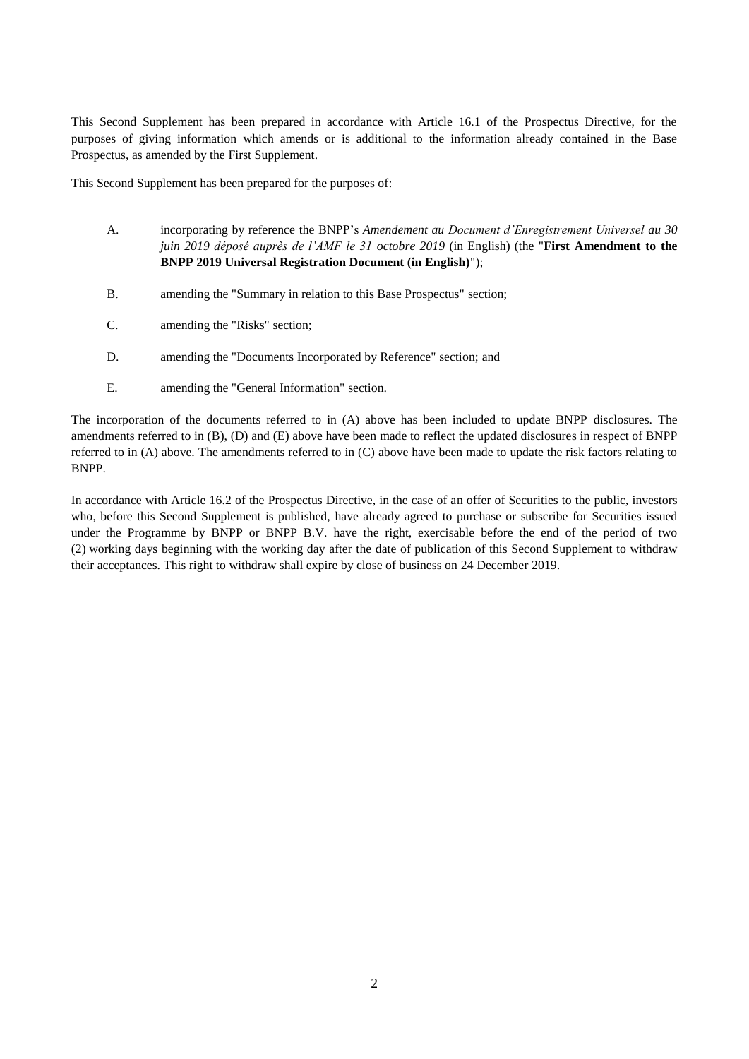This Second Supplement has been prepared in accordance with Article 16.1 of the Prospectus Directive, for the purposes of giving information which amends or is additional to the information already contained in the Base Prospectus, as amended by the First Supplement.

This Second Supplement has been prepared for the purposes of:

A. incorporating by reference the BNPP's *Amendement au Document d'Enregistrement Universel au 30 juin 2019 déposé auprès de l'AMF le 31 octobre 2019* (in English) (the "**First Amendment to the BNPP 2019 Universal Registration Document (in English)**");

B. amending the "Summary in relation to this Base Prospectus" section;

C. amending the "Risks" section;

D. amending the "Documents Incorporated by Reference" section; and

E. amending the "General Information" section.

The incorporation of the documents referred to in (A) above has been included to update BNPP disclosures. The amendments referred to in (B), (D) and (E) above have been made to reflect the updated disclosures in respect of BNPP referred to in (A) above. The amendments referred to in (C) above have been made to update the risk factors relating to BNPP.

In accordance with Article 16.2 of the Prospectus Directive, in the case of an offer of Securities to the public, investors who, before this Second Supplement is published, have already agreed to purchase or subscribe for Securities issued under the Programme by BNPP or BNPP B.V. have the right, exercisable before the end of the period of two (2) working days beginning with the working day after the date of publication of this Second Supplement to withdraw their acceptances. This right to withdraw shall expire by close of business on 24 December 2019.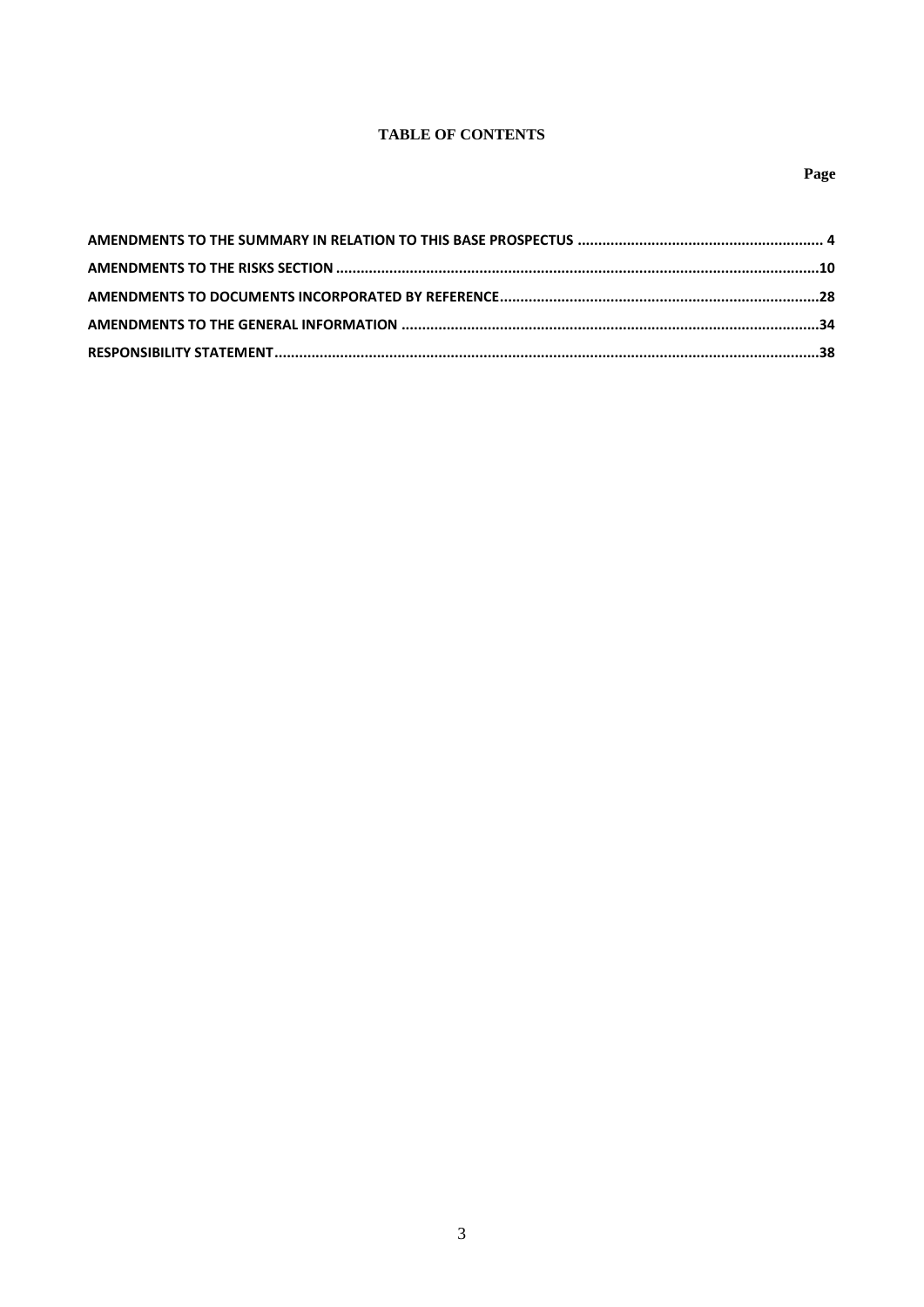# TABLE OF CONTENTS

| | Page |
|---|---|
| **AMENDMENTS TO THE SUMMARY IN RELATION TO THIS BASE PROSPECTUS** | **4** |
| **AMENDMENTS TO THE RISKS SECTION** | **10** |
| **AMENDMENTS TO DOCUMENTS INCORPORATED BY REFERENCE** | **28** |
| **AMENDMENTS TO THE GENERAL INFORMATION** | **34** |
| **RESPONSIBILITY STATEMENT** | **38** |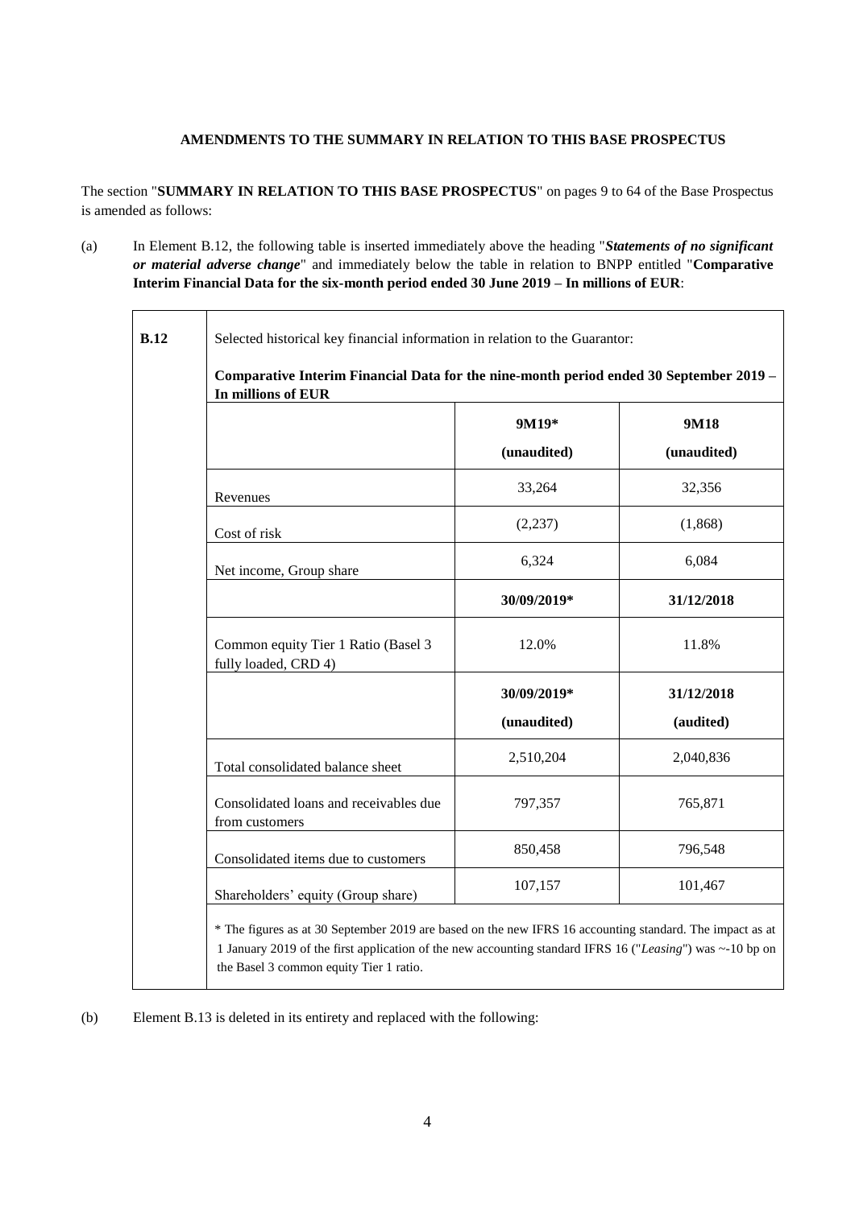**AMENDMENTS TO THE SUMMARY IN RELATION TO THIS BASE PROSPECTUS**

The section "**SUMMARY IN RELATION TO THIS BASE PROSPECTUS**" on pages 9 to 64 of the Base Prospectus is amended as follows:

(a) In Element B.12, the following table is inserted immediately above the heading "***Statements of no significant or material adverse change***" and immediately below the table in relation to BNPP entitled "**Comparative Interim Financial Data for the six-month period ended 30 June 2019 – In millions of EUR**:

| **B.12** | Selected historical key financial information in relation to the Guarantor: | | |
|---|---|---|---|
| | **Comparative Interim Financial Data for the nine-month period ended 30 September 2019 – In millions of EUR** | | |
| | | **9M19\*** **(unaudited)** | **9M18** **(unaudited)** |
| | Revenues | 33,264 | 32,356 |
| | Cost of risk | (2,237) | (1,868) |
| | Net income, Group share | 6,324 | 6,084 |
| | | **30/09/2019\*** | **31/12/2018** |
| | Common equity Tier 1 Ratio (Basel 3 fully loaded, CRD 4) | 12.0% | 11.8% |
| | | **30/09/2019\*** **(unaudited)** | **31/12/2018** **(audited)** |
| | Total consolidated balance sheet | 2,510,204 | 2,040,836 |
| | Consolidated loans and receivables due from customers | 797,357 | 765,871 |
| | Consolidated items due to customers | 850,458 | 796,548 |
| | Shareholders' equity (Group share) | 107,157 | 101,467 |
| | \* The figures as at 30 September 2019 are based on the new IFRS 16 accounting standard. The impact as at 1 January 2019 of the first application of the new accounting standard IFRS 16 ("*Leasing*") was ~-10 bp on the Basel 3 common equity Tier 1 ratio. | | |

(b) Element B.13 is deleted in its entirety and replaced with the following: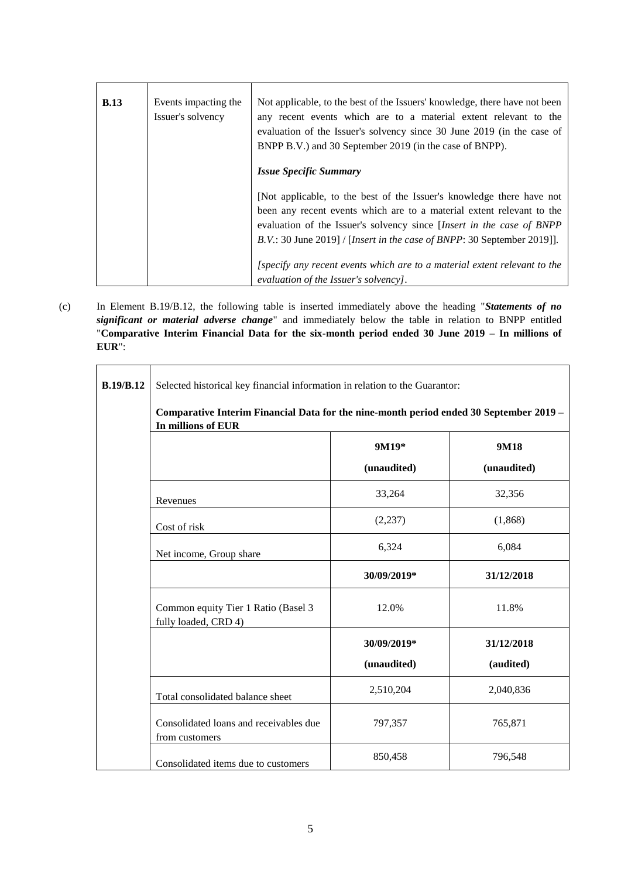| **B.13** | Events impacting the Issuer's solvency | Not applicable, to the best of the Issuers' knowledge, there have not been any recent events which are to a material extent relevant to the evaluation of the Issuer's solvency since 30 June 2019 (in the case of BNPP B.V.) and 30 September 2019 (in the case of BNPP).<br><br>***Issue Specific Summary***<br><br>[Not applicable, to the best of the Issuer's knowledge there have not been any recent events which are to a material extent relevant to the evaluation of the Issuer's solvency since [*Insert in the case of BNPP B.V.*: 30 June 2019] / [*Insert in the case of BNPP*: 30 September 2019]].<br><br>*[specify any recent events which are to a material extent relevant to the evaluation of the Issuer's solvency]*. |
|---|---|---|

(c) In Element B.19/B.12, the following table is inserted immediately above the heading "***Statements of no significant or material adverse change***" and immediately below the table in relation to BNPP entitled "**Comparative Interim Financial Data for the six-month period ended 30 June 2019 – In millions of EUR**":

| **B.19/B.12** | Selected historical key financial information in relation to the Guarantor:<br><br>**Comparative Interim Financial Data for the nine-month period ended 30 September 2019 – In millions of EUR** | | |
|---|---|---|---|
| | | **9M19\***<br>**(unaudited)** | **9M18**<br>**(unaudited)** |
| | Revenues | 33,264 | 32,356 |
| | Cost of risk | (2,237) | (1,868) |
| | Net income, Group share | 6,324 | 6,084 |
| | | **30/09/2019\*** | **31/12/2018** |
| | Common equity Tier 1 Ratio (Basel 3 fully loaded, CRD 4) | 12.0% | 11.8% |
| | | **30/09/2019\***<br>**(unaudited)** | **31/12/2018**<br>**(audited)** |
| | Total consolidated balance sheet | 2,510,204 | 2,040,836 |
| | Consolidated loans and receivables due from customers | 797,357 | 765,871 |
| | Consolidated items due to customers | 850,458 | 796,548 |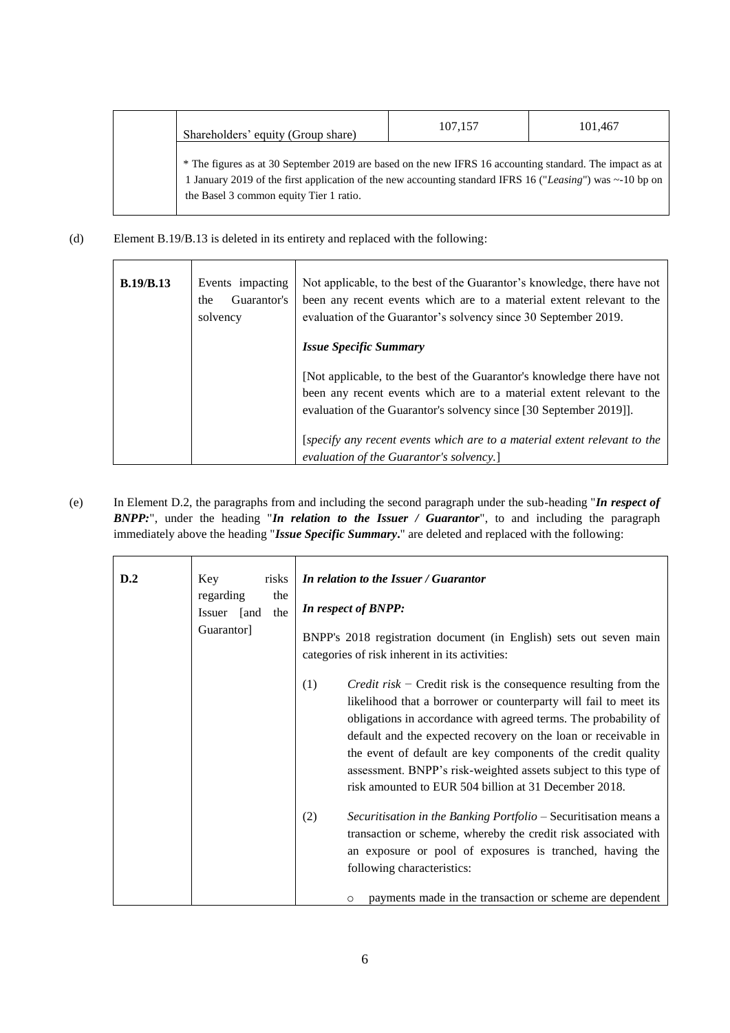| | Shareholders' equity (Group share) | 107,157 | 101,467 |
|---|---|---|---|
| | * The figures as at 30 September 2019 are based on the new IFRS 16 accounting standard. The impact as at 1 January 2019 of the first application of the new accounting standard IFRS 16 ("*Leasing*") was ~-10 bp on the Basel 3 common equity Tier 1 ratio. | | |

(d) Element B.19/B.13 is deleted in its entirety and replaced with the following:

| **B.19/B.13** | Events impacting the Guarantor's solvency | Not applicable, to the best of the Guarantor's knowledge, there have not been any recent events which are to a material extent relevant to the evaluation of the Guarantor's solvency since 30 September 2019.<br><br>***Issue Specific Summary***<br><br>[Not applicable, to the best of the Guarantor's knowledge there have not been any recent events which are to a material extent relevant to the evaluation of the Guarantor's solvency since [30 September 2019]].<br><br>[*specify any recent events which are to a material extent relevant to the evaluation of the Guarantor's solvency.*] |
|---|---|---|

(e) In Element D.2, the paragraphs from and including the second paragraph under the sub-heading "***In respect of BNPP:***", under the heading "***In relation to the Issuer / Guarantor***", to and including the paragraph immediately above the heading "***Issue Specific Summary.***" are deleted and replaced with the following:

| **D.2** | Key risks regarding the Issuer [and the Guarantor] | ***In relation to the Issuer / Guarantor***<br><br>***In respect of BNPP:***<br><br>BNPP's 2018 registration document (in English) sets out seven main categories of risk inherent in its activities:<br><br>(1) *Credit risk* − Credit risk is the consequence resulting from the likelihood that a borrower or counterparty will fail to meet its obligations in accordance with agreed terms. The probability of default and the expected recovery on the loan or receivable in the event of default are key components of the credit quality assessment. BNPP's risk-weighted assets subject to this type of risk amounted to EUR 504 billion at 31 December 2018.<br><br>(2) *Securitisation in the Banking Portfolio* – Securitisation means a transaction or scheme, whereby the credit risk associated with an exposure or pool of exposures is tranched, having the following characteristics:<br><br>o payments made in the transaction or scheme are dependent |
|---|---|---|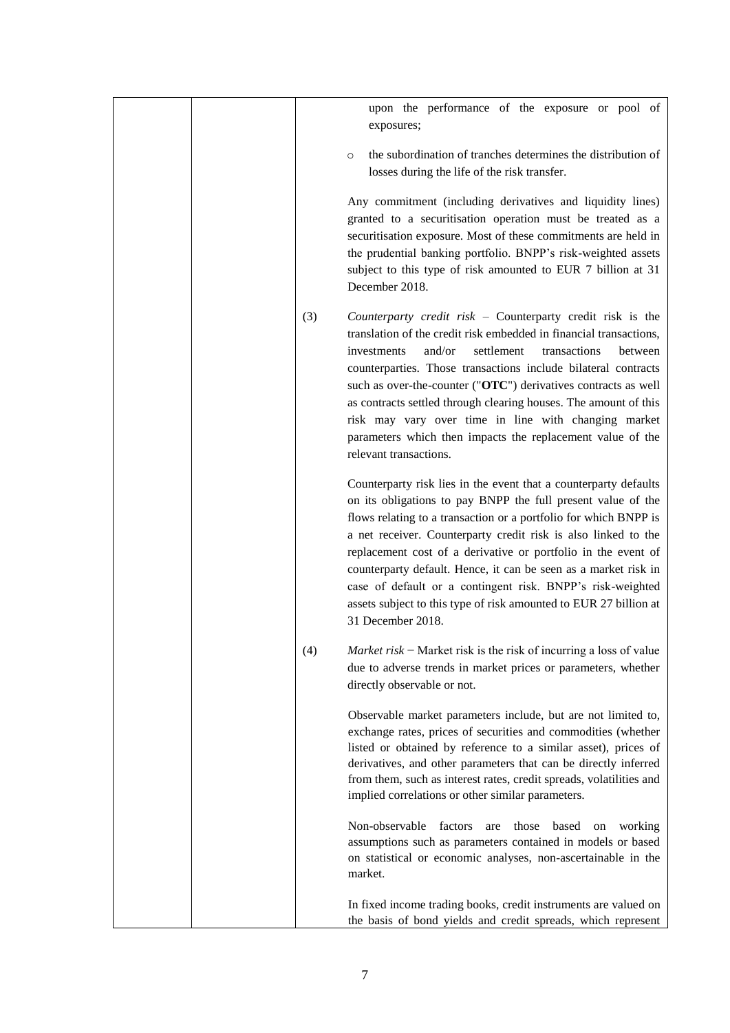upon the performance of the exposure or pool of exposures;

- the subordination of tranches determines the distribution of losses during the life of the risk transfer.

Any commitment (including derivatives and liquidity lines) granted to a securitisation operation must be treated as a securitisation exposure. Most of these commitments are held in the prudential banking portfolio. BNPP's risk-weighted assets subject to this type of risk amounted to EUR 7 billion at 31 December 2018.

(3) *Counterparty credit risk* – Counterparty credit risk is the translation of the credit risk embedded in financial transactions, investments and/or settlement transactions between counterparties. Those transactions include bilateral contracts such as over-the-counter ("**OTC**") derivatives contracts as well as contracts settled through clearing houses. The amount of this risk may vary over time in line with changing market parameters which then impacts the replacement value of the relevant transactions.

Counterparty risk lies in the event that a counterparty defaults on its obligations to pay BNPP the full present value of the flows relating to a transaction or a portfolio for which BNPP is a net receiver. Counterparty credit risk is also linked to the replacement cost of a derivative or portfolio in the event of counterparty default. Hence, it can be seen as a market risk in case of default or a contingent risk. BNPP's risk-weighted assets subject to this type of risk amounted to EUR 27 billion at 31 December 2018.

(4) *Market risk* − Market risk is the risk of incurring a loss of value due to adverse trends in market prices or parameters, whether directly observable or not.

Observable market parameters include, but are not limited to, exchange rates, prices of securities and commodities (whether listed or obtained by reference to a similar asset), prices of derivatives, and other parameters that can be directly inferred from them, such as interest rates, credit spreads, volatilities and implied correlations or other similar parameters.

Non-observable factors are those based on working assumptions such as parameters contained in models or based on statistical or economic analyses, non-ascertainable in the market.

In fixed income trading books, credit instruments are valued on the basis of bond yields and credit spreads, which represent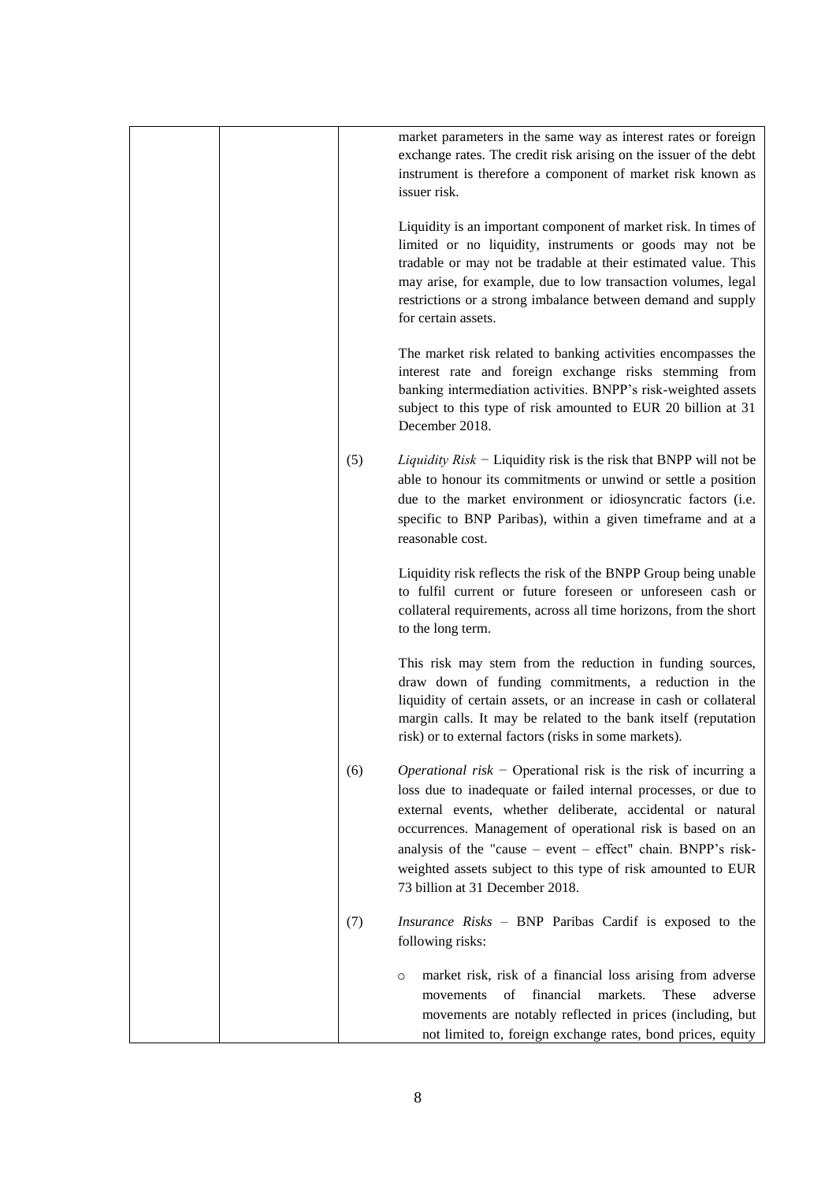market parameters in the same way as interest rates or foreign exchange rates. The credit risk arising on the issuer of the debt instrument is therefore a component of market risk known as issuer risk.

Liquidity is an important component of market risk. In times of limited or no liquidity, instruments or goods may not be tradable or may not be tradable at their estimated value. This may arise, for example, due to low transaction volumes, legal restrictions or a strong imbalance between demand and supply for certain assets.

The market risk related to banking activities encompasses the interest rate and foreign exchange risks stemming from banking intermediation activities. BNPP's risk-weighted assets subject to this type of risk amounted to EUR 20 billion at 31 December 2018.

(5) *Liquidity Risk* − Liquidity risk is the risk that BNPP will not be able to honour its commitments or unwind or settle a position due to the market environment or idiosyncratic factors (i.e. specific to BNP Paribas), within a given timeframe and at a reasonable cost.

Liquidity risk reflects the risk of the BNPP Group being unable to fulfil current or future foreseen or unforeseen cash or collateral requirements, across all time horizons, from the short to the long term.

This risk may stem from the reduction in funding sources, draw down of funding commitments, a reduction in the liquidity of certain assets, or an increase in cash or collateral margin calls. It may be related to the bank itself (reputation risk) or to external factors (risks in some markets).

(6) *Operational risk* − Operational risk is the risk of incurring a loss due to inadequate or failed internal processes, or due to external events, whether deliberate, accidental or natural occurrences. Management of operational risk is based on an analysis of the "cause – event – effect" chain. BNPP's risk-weighted assets subject to this type of risk amounted to EUR 73 billion at 31 December 2018.

(7) *Insurance Risks* – BNP Paribas Cardif is exposed to the following risks:

- market risk, risk of a financial loss arising from adverse movements of financial markets. These adverse movements are notably reflected in prices (including, but not limited to, foreign exchange rates, bond prices, equity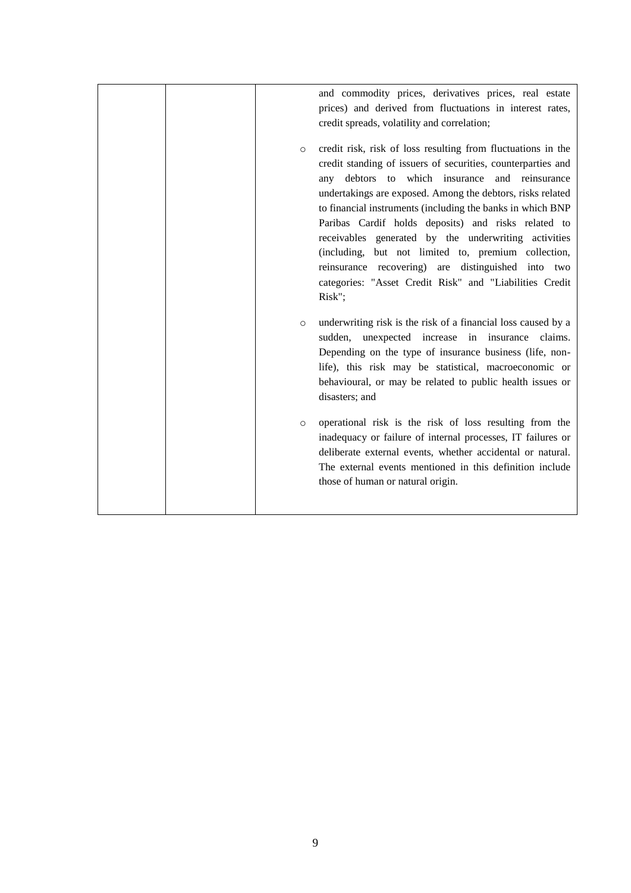|  |  | and commodity prices, derivatives prices, real estate prices) and derived from fluctuations in interest rates, credit spreads, volatility and correlation;<br><br>o credit risk, risk of loss resulting from fluctuations in the credit standing of issuers of securities, counterparties and any debtors to which insurance and reinsurance undertakings are exposed. Among the debtors, risks related to financial instruments (including the banks in which BNP Paribas Cardif holds deposits) and risks related to receivables generated by the underwriting activities (including, but not limited to, premium collection, reinsurance recovering) are distinguished into two categories: "Asset Credit Risk" and "Liabilities Credit Risk";<br><br>o underwriting risk is the risk of a financial loss caused by a sudden, unexpected increase in insurance claims. Depending on the type of insurance business (life, non-life), this risk may be statistical, macroeconomic or behavioural, or may be related to public health issues or disasters; and<br><br>o operational risk is the risk of loss resulting from the inadequacy or failure of internal processes, IT failures or deliberate external events, whether accidental or natural. The external events mentioned in this definition include those of human or natural origin. |
|---|---|---|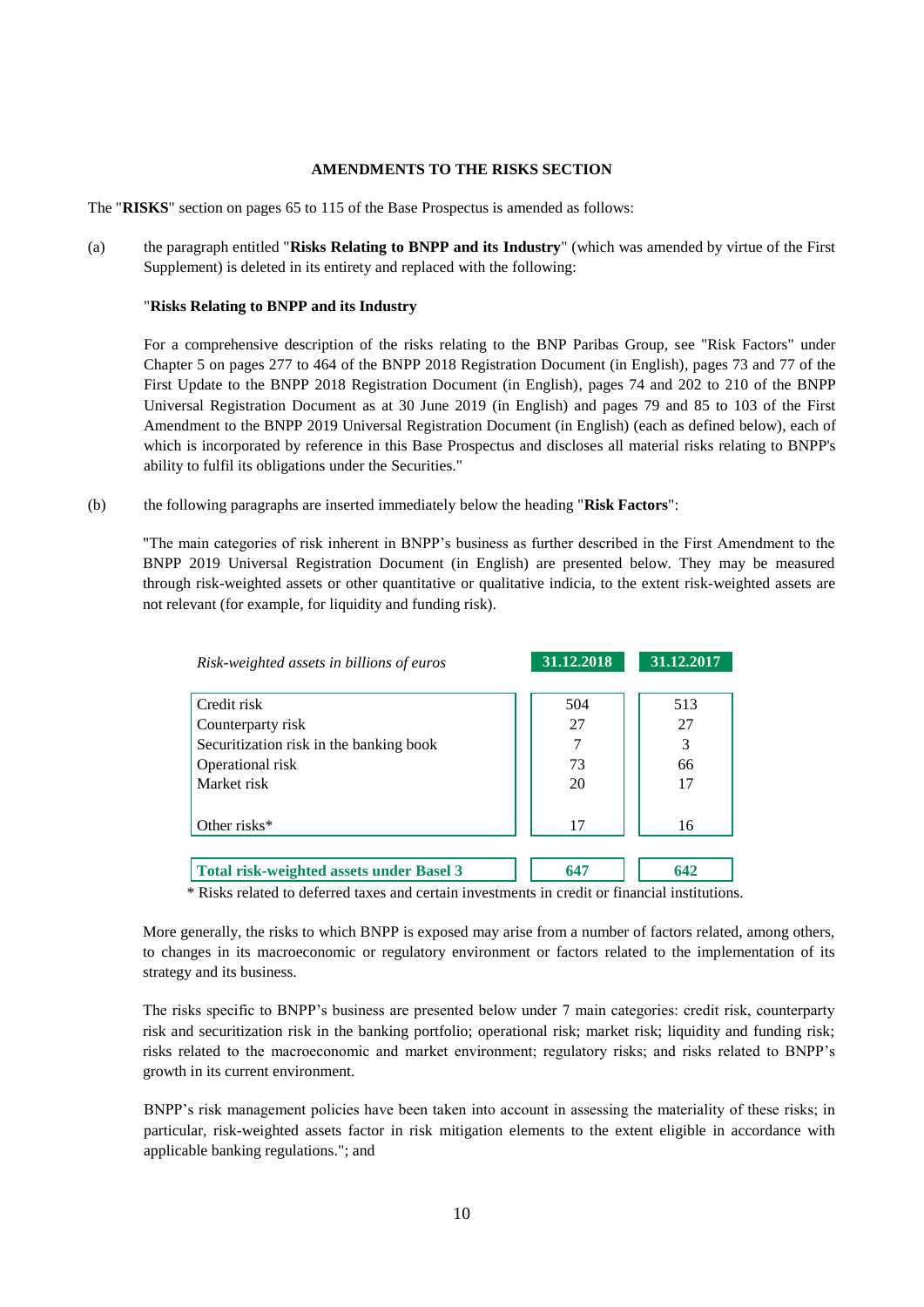**AMENDMENTS TO THE RISKS SECTION**

The "**RISKS**" section on pages 65 to 115 of the Base Prospectus is amended as follows:

(a) the paragraph entitled "**Risks Relating to BNPP and its Industry**" (which was amended by virtue of the First Supplement) is deleted in its entirety and replaced with the following:

"**Risks Relating to BNPP and its Industry**

For a comprehensive description of the risks relating to the BNP Paribas Group, see "Risk Factors" under Chapter 5 on pages 277 to 464 of the BNPP 2018 Registration Document (in English), pages 73 and 77 of the First Update to the BNPP 2018 Registration Document (in English), pages 74 and 202 to 210 of the BNPP Universal Registration Document as at 30 June 2019 (in English) and pages 79 and 85 to 103 of the First Amendment to the BNPP 2019 Universal Registration Document (in English) (each as defined below), each of which is incorporated by reference in this Base Prospectus and discloses all material risks relating to BNPP's ability to fulfil its obligations under the Securities."

(b) the following paragraphs are inserted immediately below the heading "**Risk Factors**":

"The main categories of risk inherent in BNPP's business as further described in the First Amendment to the BNPP 2019 Universal Registration Document (in English) are presented below. They may be measured through risk-weighted assets or other quantitative or qualitative indicia, to the extent risk-weighted assets are not relevant (for example, for liquidity and funding risk).

| *Risk-weighted assets in billions of euros* | **31.12.2018** | **31.12.2017** |
|---|---|---|
| Credit risk | 504 | 513 |
| Counterparty risk | 27 | 27 |
| Securitization risk in the banking book | 7 | 3 |
| Operational risk | 73 | 66 |
| Market risk | 20 | 17 |
| Other risks* | 17 | 16 |
| **Total risk-weighted assets under Basel 3** | **647** | **642** |

\* Risks related to deferred taxes and certain investments in credit or financial institutions.

More generally, the risks to which BNPP is exposed may arise from a number of factors related, among others, to changes in its macroeconomic or regulatory environment or factors related to the implementation of its strategy and its business.

The risks specific to BNPP's business are presented below under 7 main categories: credit risk, counterparty risk and securitization risk in the banking portfolio; operational risk; market risk; liquidity and funding risk; risks related to the macroeconomic and market environment; regulatory risks; and risks related to BNPP's growth in its current environment.

BNPP's risk management policies have been taken into account in assessing the materiality of these risks; in particular, risk-weighted assets factor in risk mitigation elements to the extent eligible in accordance with applicable banking regulations."; and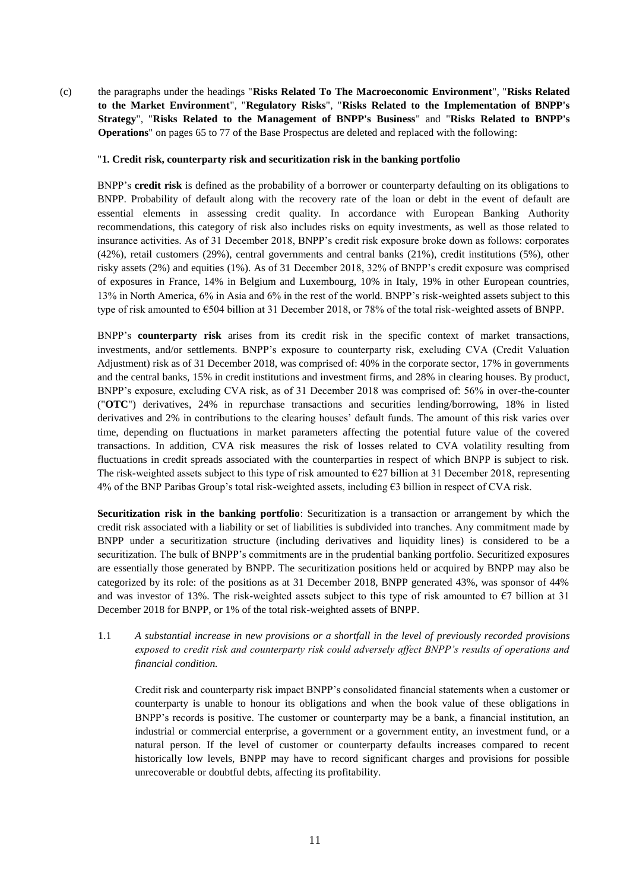(c) the paragraphs under the headings "**Risks Related To The Macroeconomic Environment**", "**Risks Related to the Market Environment**", "**Regulatory Risks**", "**Risks Related to the Implementation of BNPP's Strategy**", "**Risks Related to the Management of BNPP's Business**" and "**Risks Related to BNPP's Operations**" on pages 65 to 77 of the Base Prospectus are deleted and replaced with the following:

"**1. Credit risk, counterparty risk and securitization risk in the banking portfolio**

BNPP's **credit risk** is defined as the probability of a borrower or counterparty defaulting on its obligations to BNPP. Probability of default along with the recovery rate of the loan or debt in the event of default are essential elements in assessing credit quality. In accordance with European Banking Authority recommendations, this category of risk also includes risks on equity investments, as well as those related to insurance activities. As of 31 December 2018, BNPP's credit risk exposure broke down as follows: corporates (42%), retail customers (29%), central governments and central banks (21%), credit institutions (5%), other risky assets (2%) and equities (1%). As of 31 December 2018, 32% of BNPP's credit exposure was comprised of exposures in France, 14% in Belgium and Luxembourg, 10% in Italy, 19% in other European countries, 13% in North America, 6% in Asia and 6% in the rest of the world. BNPP's risk-weighted assets subject to this type of risk amounted to €504 billion at 31 December 2018, or 78% of the total risk-weighted assets of BNPP.

BNPP's **counterparty risk** arises from its credit risk in the specific context of market transactions, investments, and/or settlements. BNPP's exposure to counterparty risk, excluding CVA (Credit Valuation Adjustment) risk as of 31 December 2018, was comprised of: 40% in the corporate sector, 17% in governments and the central banks, 15% in credit institutions and investment firms, and 28% in clearing houses. By product, BNPP's exposure, excluding CVA risk, as of 31 December 2018 was comprised of: 56% in over-the-counter ("**OTC**") derivatives, 24% in repurchase transactions and securities lending/borrowing, 18% in listed derivatives and 2% in contributions to the clearing houses' default funds. The amount of this risk varies over time, depending on fluctuations in market parameters affecting the potential future value of the covered transactions. In addition, CVA risk measures the risk of losses related to CVA volatility resulting from fluctuations in credit spreads associated with the counterparties in respect of which BNPP is subject to risk. The risk-weighted assets subject to this type of risk amounted to €27 billion at 31 December 2018, representing 4% of the BNP Paribas Group's total risk-weighted assets, including €3 billion in respect of CVA risk.

**Securitization risk in the banking portfolio**: Securitization is a transaction or arrangement by which the credit risk associated with a liability or set of liabilities is subdivided into tranches. Any commitment made by BNPP under a securitization structure (including derivatives and liquidity lines) is considered to be a securitization. The bulk of BNPP's commitments are in the prudential banking portfolio. Securitized exposures are essentially those generated by BNPP. The securitization positions held or acquired by BNPP may also be categorized by its role: of the positions as at 31 December 2018, BNPP generated 43%, was sponsor of 44% and was investor of 13%. The risk-weighted assets subject to this type of risk amounted to €7 billion at 31 December 2018 for BNPP, or 1% of the total risk-weighted assets of BNPP.

1.1 *A substantial increase in new provisions or a shortfall in the level of previously recorded provisions exposed to credit risk and counterparty risk could adversely affect BNPP's results of operations and financial condition.*

Credit risk and counterparty risk impact BNPP's consolidated financial statements when a customer or counterparty is unable to honour its obligations and when the book value of these obligations in BNPP's records is positive. The customer or counterparty may be a bank, a financial institution, an industrial or commercial enterprise, a government or a government entity, an investment fund, or a natural person. If the level of customer or counterparty defaults increases compared to recent historically low levels, BNPP may have to record significant charges and provisions for possible unrecoverable or doubtful debts, affecting its profitability.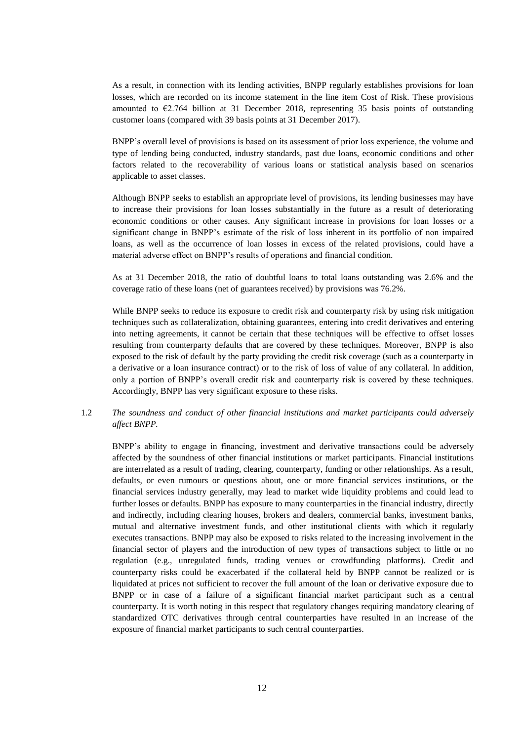As a result, in connection with its lending activities, BNPP regularly establishes provisions for loan losses, which are recorded on its income statement in the line item Cost of Risk. These provisions amounted to €2.764 billion at 31 December 2018, representing 35 basis points of outstanding customer loans (compared with 39 basis points at 31 December 2017).

BNPP's overall level of provisions is based on its assessment of prior loss experience, the volume and type of lending being conducted, industry standards, past due loans, economic conditions and other factors related to the recoverability of various loans or statistical analysis based on scenarios applicable to asset classes.

Although BNPP seeks to establish an appropriate level of provisions, its lending businesses may have to increase their provisions for loan losses substantially in the future as a result of deteriorating economic conditions or other causes. Any significant increase in provisions for loan losses or a significant change in BNPP's estimate of the risk of loss inherent in its portfolio of non impaired loans, as well as the occurrence of loan losses in excess of the related provisions, could have a material adverse effect on BNPP's results of operations and financial condition.

As at 31 December 2018, the ratio of doubtful loans to total loans outstanding was 2.6% and the coverage ratio of these loans (net of guarantees received) by provisions was 76.2%.

While BNPP seeks to reduce its exposure to credit risk and counterparty risk by using risk mitigation techniques such as collateralization, obtaining guarantees, entering into credit derivatives and entering into netting agreements, it cannot be certain that these techniques will be effective to offset losses resulting from counterparty defaults that are covered by these techniques. Moreover, BNPP is also exposed to the risk of default by the party providing the credit risk coverage (such as a counterparty in a derivative or a loan insurance contract) or to the risk of loss of value of any collateral. In addition, only a portion of BNPP's overall credit risk and counterparty risk is covered by these techniques. Accordingly, BNPP has very significant exposure to these risks.

1.2 *The soundness and conduct of other financial institutions and market participants could adversely affect BNPP.*

BNPP's ability to engage in financing, investment and derivative transactions could be adversely affected by the soundness of other financial institutions or market participants. Financial institutions are interrelated as a result of trading, clearing, counterparty, funding or other relationships. As a result, defaults, or even rumours or questions about, one or more financial services institutions, or the financial services industry generally, may lead to market wide liquidity problems and could lead to further losses or defaults. BNPP has exposure to many counterparties in the financial industry, directly and indirectly, including clearing houses, brokers and dealers, commercial banks, investment banks, mutual and alternative investment funds, and other institutional clients with which it regularly executes transactions. BNPP may also be exposed to risks related to the increasing involvement in the financial sector of players and the introduction of new types of transactions subject to little or no regulation (e.g., unregulated funds, trading venues or crowdfunding platforms). Credit and counterparty risks could be exacerbated if the collateral held by BNPP cannot be realized or is liquidated at prices not sufficient to recover the full amount of the loan or derivative exposure due to BNPP or in case of a failure of a significant financial market participant such as a central counterparty. It is worth noting in this respect that regulatory changes requiring mandatory clearing of standardized OTC derivatives through central counterparties have resulted in an increase of the exposure of financial market participants to such central counterparties.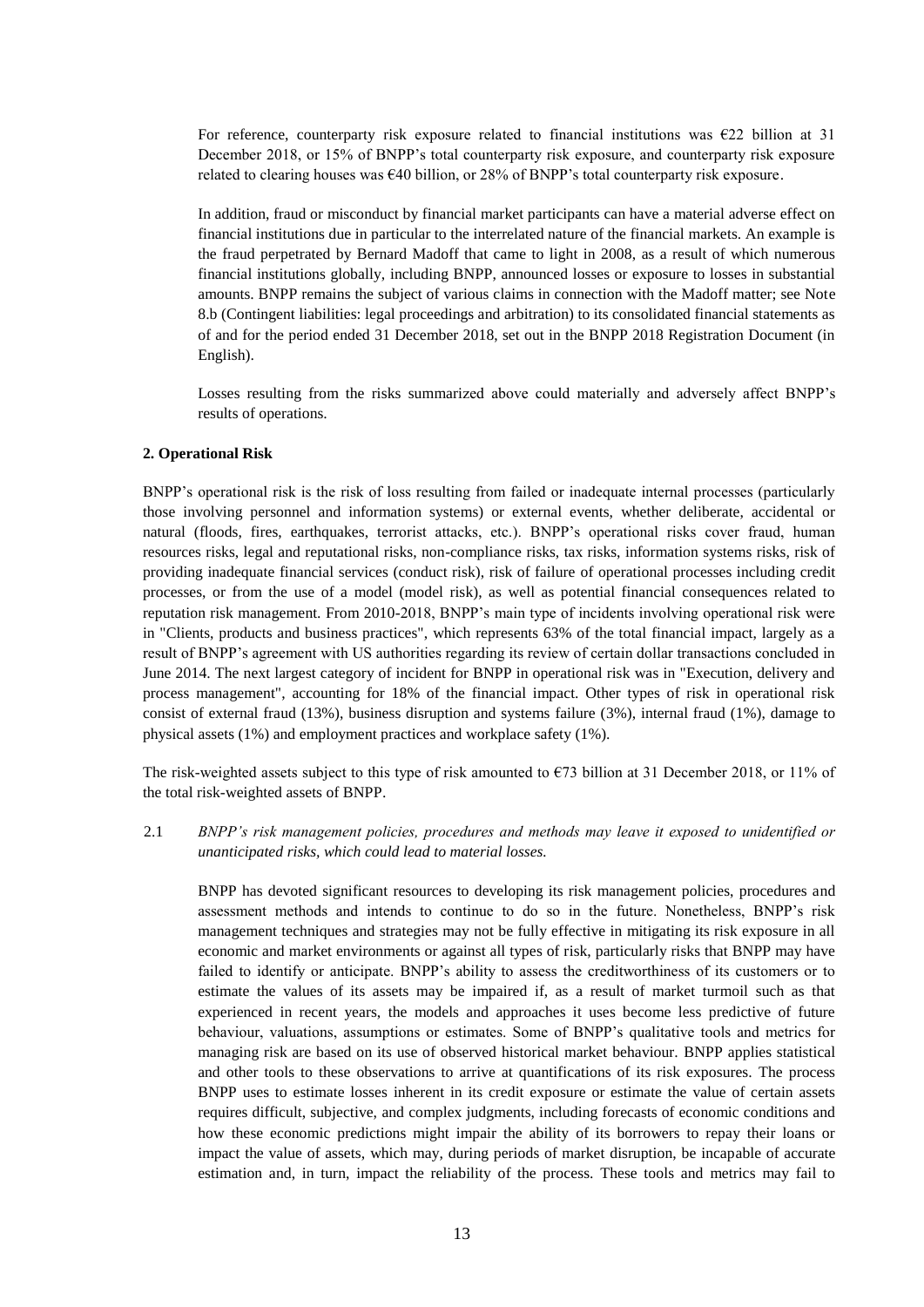For reference, counterparty risk exposure related to financial institutions was €22 billion at 31 December 2018, or 15% of BNPP's total counterparty risk exposure, and counterparty risk exposure related to clearing houses was €40 billion, or 28% of BNPP's total counterparty risk exposure.

In addition, fraud or misconduct by financial market participants can have a material adverse effect on financial institutions due in particular to the interrelated nature of the financial markets. An example is the fraud perpetrated by Bernard Madoff that came to light in 2008, as a result of which numerous financial institutions globally, including BNPP, announced losses or exposure to losses in substantial amounts. BNPP remains the subject of various claims in connection with the Madoff matter; see Note 8.b (Contingent liabilities: legal proceedings and arbitration) to its consolidated financial statements as of and for the period ended 31 December 2018, set out in the BNPP 2018 Registration Document (in English).

Losses resulting from the risks summarized above could materially and adversely affect BNPP's results of operations.

**2. Operational Risk**

BNPP's operational risk is the risk of loss resulting from failed or inadequate internal processes (particularly those involving personnel and information systems) or external events, whether deliberate, accidental or natural (floods, fires, earthquakes, terrorist attacks, etc.). BNPP's operational risks cover fraud, human resources risks, legal and reputational risks, non-compliance risks, tax risks, information systems risks, risk of providing inadequate financial services (conduct risk), risk of failure of operational processes including credit processes, or from the use of a model (model risk), as well as potential financial consequences related to reputation risk management. From 2010-2018, BNPP's main type of incidents involving operational risk were in "Clients, products and business practices", which represents 63% of the total financial impact, largely as a result of BNPP's agreement with US authorities regarding its review of certain dollar transactions concluded in June 2014. The next largest category of incident for BNPP in operational risk was in "Execution, delivery and process management", accounting for 18% of the financial impact. Other types of risk in operational risk consist of external fraud (13%), business disruption and systems failure (3%), internal fraud (1%), damage to physical assets (1%) and employment practices and workplace safety (1%).

The risk-weighted assets subject to this type of risk amounted to €73 billion at 31 December 2018, or 11% of the total risk-weighted assets of BNPP.

2.1 *BNPP's risk management policies, procedures and methods may leave it exposed to unidentified or unanticipated risks, which could lead to material losses.*

BNPP has devoted significant resources to developing its risk management policies, procedures and assessment methods and intends to continue to do so in the future. Nonetheless, BNPP's risk management techniques and strategies may not be fully effective in mitigating its risk exposure in all economic and market environments or against all types of risk, particularly risks that BNPP may have failed to identify or anticipate. BNPP's ability to assess the creditworthiness of its customers or to estimate the values of its assets may be impaired if, as a result of market turmoil such as that experienced in recent years, the models and approaches it uses become less predictive of future behaviour, valuations, assumptions or estimates. Some of BNPP's qualitative tools and metrics for managing risk are based on its use of observed historical market behaviour. BNPP applies statistical and other tools to these observations to arrive at quantifications of its risk exposures. The process BNPP uses to estimate losses inherent in its credit exposure or estimate the value of certain assets requires difficult, subjective, and complex judgments, including forecasts of economic conditions and how these economic predictions might impair the ability of its borrowers to repay their loans or impact the value of assets, which may, during periods of market disruption, be incapable of accurate estimation and, in turn, impact the reliability of the process. These tools and metrics may fail to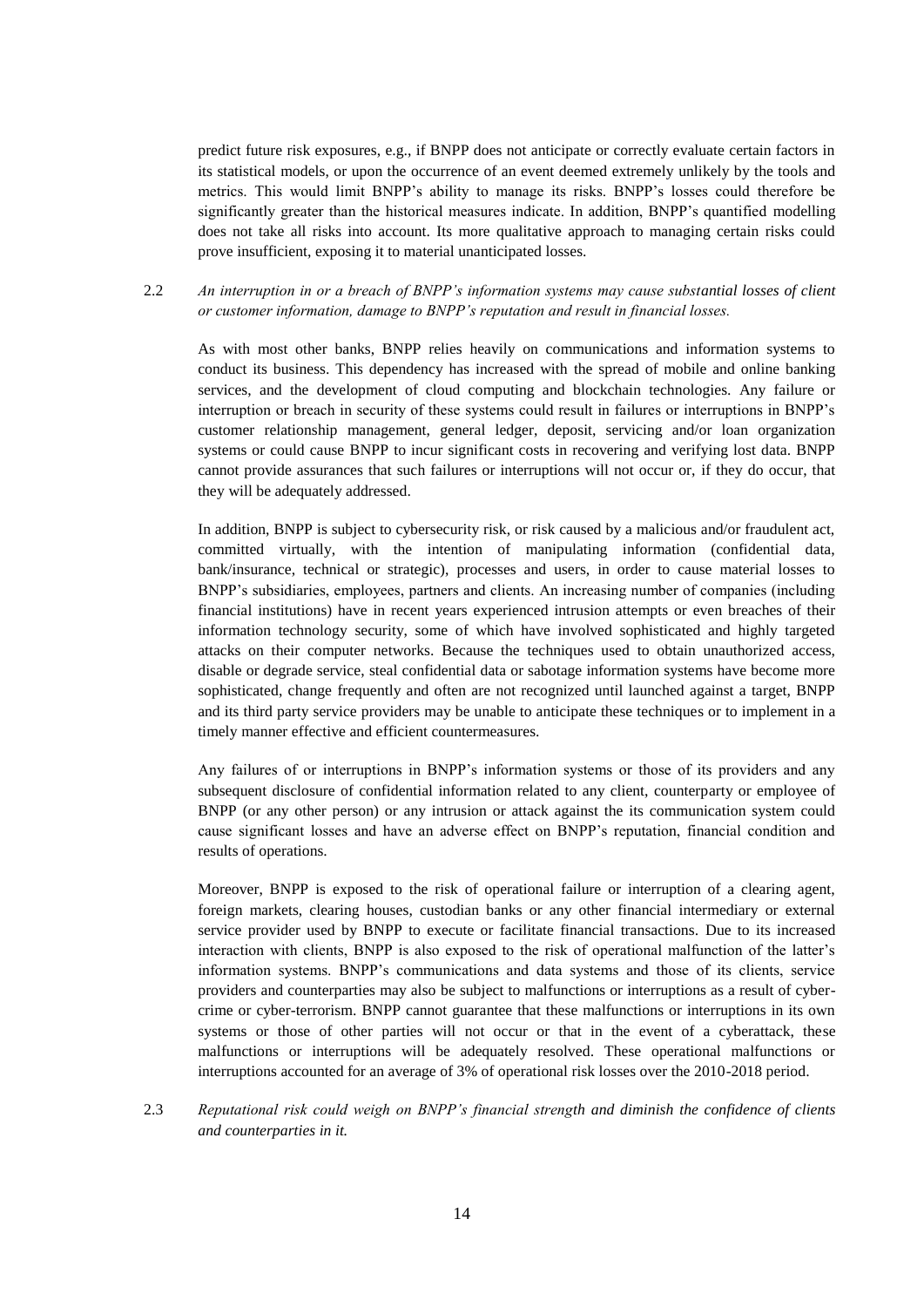predict future risk exposures, e.g., if BNPP does not anticipate or correctly evaluate certain factors in its statistical models, or upon the occurrence of an event deemed extremely unlikely by the tools and metrics. This would limit BNPP's ability to manage its risks. BNPP's losses could therefore be significantly greater than the historical measures indicate. In addition, BNPP's quantified modelling does not take all risks into account. Its more qualitative approach to managing certain risks could prove insufficient, exposing it to material unanticipated losses.

2.2 *An interruption in or a breach of BNPP's information systems may cause substantial losses of client or customer information, damage to BNPP's reputation and result in financial losses.*

As with most other banks, BNPP relies heavily on communications and information systems to conduct its business. This dependency has increased with the spread of mobile and online banking services, and the development of cloud computing and blockchain technologies. Any failure or interruption or breach in security of these systems could result in failures or interruptions in BNPP's customer relationship management, general ledger, deposit, servicing and/or loan organization systems or could cause BNPP to incur significant costs in recovering and verifying lost data. BNPP cannot provide assurances that such failures or interruptions will not occur or, if they do occur, that they will be adequately addressed.

In addition, BNPP is subject to cybersecurity risk, or risk caused by a malicious and/or fraudulent act, committed virtually, with the intention of manipulating information (confidential data, bank/insurance, technical or strategic), processes and users, in order to cause material losses to BNPP's subsidiaries, employees, partners and clients. An increasing number of companies (including financial institutions) have in recent years experienced intrusion attempts or even breaches of their information technology security, some of which have involved sophisticated and highly targeted attacks on their computer networks. Because the techniques used to obtain unauthorized access, disable or degrade service, steal confidential data or sabotage information systems have become more sophisticated, change frequently and often are not recognized until launched against a target, BNPP and its third party service providers may be unable to anticipate these techniques or to implement in a timely manner effective and efficient countermeasures.

Any failures of or interruptions in BNPP's information systems or those of its providers and any subsequent disclosure of confidential information related to any client, counterparty or employee of BNPP (or any other person) or any intrusion or attack against the its communication system could cause significant losses and have an adverse effect on BNPP's reputation, financial condition and results of operations.

Moreover, BNPP is exposed to the risk of operational failure or interruption of a clearing agent, foreign markets, clearing houses, custodian banks or any other financial intermediary or external service provider used by BNPP to execute or facilitate financial transactions. Due to its increased interaction with clients, BNPP is also exposed to the risk of operational malfunction of the latter's information systems. BNPP's communications and data systems and those of its clients, service providers and counterparties may also be subject to malfunctions or interruptions as a result of cyber-crime or cyber-terrorism. BNPP cannot guarantee that these malfunctions or interruptions in its own systems or those of other parties will not occur or that in the event of a cyberattack, these malfunctions or interruptions will be adequately resolved. These operational malfunctions or interruptions accounted for an average of 3% of operational risk losses over the 2010-2018 period.

2.3 *Reputational risk could weigh on BNPP's financial strength and diminish the confidence of clients and counterparties in it.*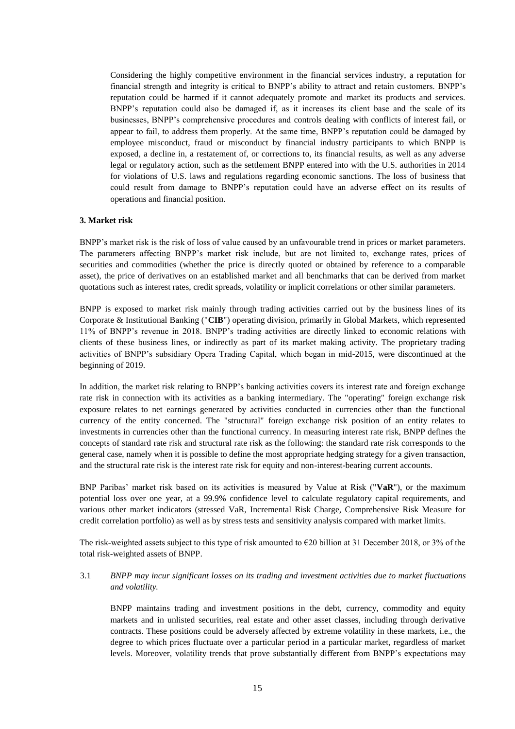Considering the highly competitive environment in the financial services industry, a reputation for financial strength and integrity is critical to BNPP's ability to attract and retain customers. BNPP's reputation could be harmed if it cannot adequately promote and market its products and services. BNPP's reputation could also be damaged if, as it increases its client base and the scale of its businesses, BNPP's comprehensive procedures and controls dealing with conflicts of interest fail, or appear to fail, to address them properly. At the same time, BNPP's reputation could be damaged by employee misconduct, fraud or misconduct by financial industry participants to which BNPP is exposed, a decline in, a restatement of, or corrections to, its financial results, as well as any adverse legal or regulatory action, such as the settlement BNPP entered into with the U.S. authorities in 2014 for violations of U.S. laws and regulations regarding economic sanctions. The loss of business that could result from damage to BNPP's reputation could have an adverse effect on its results of operations and financial position.

### 3. Market risk

BNPP's market risk is the risk of loss of value caused by an unfavourable trend in prices or market parameters. The parameters affecting BNPP's market risk include, but are not limited to, exchange rates, prices of securities and commodities (whether the price is directly quoted or obtained by reference to a comparable asset), the price of derivatives on an established market and all benchmarks that can be derived from market quotations such as interest rates, credit spreads, volatility or implicit correlations or other similar parameters.

BNPP is exposed to market risk mainly through trading activities carried out by the business lines of its Corporate & Institutional Banking ("**CIB**") operating division, primarily in Global Markets, which represented 11% of BNPP's revenue in 2018. BNPP's trading activities are directly linked to economic relations with clients of these business lines, or indirectly as part of its market making activity. The proprietary trading activities of BNPP's subsidiary Opera Trading Capital, which began in mid-2015, were discontinued at the beginning of 2019.

In addition, the market risk relating to BNPP's banking activities covers its interest rate and foreign exchange rate risk in connection with its activities as a banking intermediary. The "operating" foreign exchange risk exposure relates to net earnings generated by activities conducted in currencies other than the functional currency of the entity concerned. The "structural" foreign exchange risk position of an entity relates to investments in currencies other than the functional currency. In measuring interest rate risk, BNPP defines the concepts of standard rate risk and structural rate risk as the following: the standard rate risk corresponds to the general case, namely when it is possible to define the most appropriate hedging strategy for a given transaction, and the structural rate risk is the interest rate risk for equity and non-interest-bearing current accounts.

BNP Paribas' market risk based on its activities is measured by Value at Risk ("**VaR**"), or the maximum potential loss over one year, at a 99.9% confidence level to calculate regulatory capital requirements, and various other market indicators (stressed VaR, Incremental Risk Charge, Comprehensive Risk Measure for credit correlation portfolio) as well as by stress tests and sensitivity analysis compared with market limits.

The risk-weighted assets subject to this type of risk amounted to €20 billion at 31 December 2018, or 3% of the total risk-weighted assets of BNPP.

3.1 *BNPP may incur significant losses on its trading and investment activities due to market fluctuations and volatility.*

BNPP maintains trading and investment positions in the debt, currency, commodity and equity markets and in unlisted securities, real estate and other asset classes, including through derivative contracts. These positions could be adversely affected by extreme volatility in these markets, i.e., the degree to which prices fluctuate over a particular period in a particular market, regardless of market levels. Moreover, volatility trends that prove substantially different from BNPP's expectations may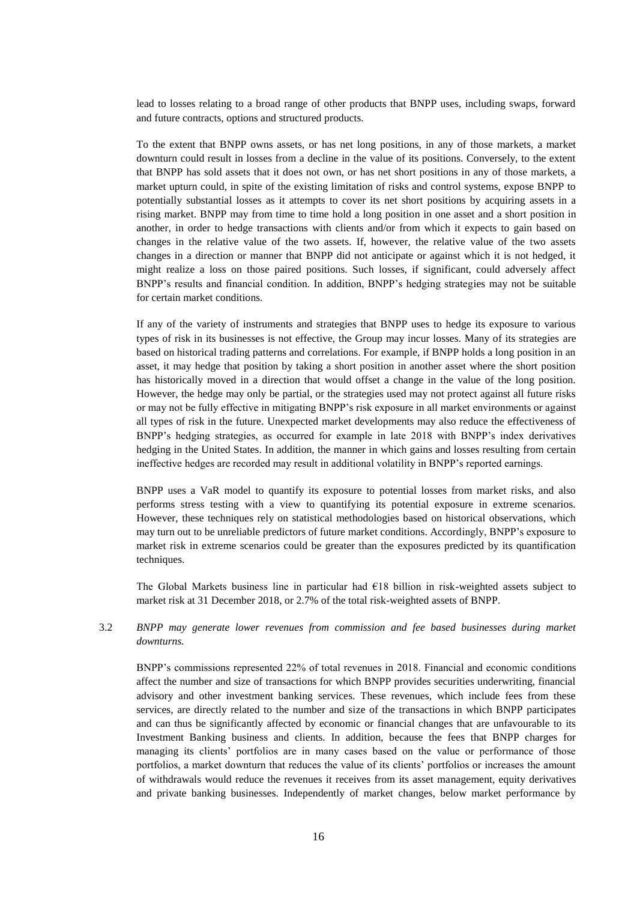lead to losses relating to a broad range of other products that BNPP uses, including swaps, forward and future contracts, options and structured products.

To the extent that BNPP owns assets, or has net long positions, in any of those markets, a market downturn could result in losses from a decline in the value of its positions. Conversely, to the extent that BNPP has sold assets that it does not own, or has net short positions in any of those markets, a market upturn could, in spite of the existing limitation of risks and control systems, expose BNPP to potentially substantial losses as it attempts to cover its net short positions by acquiring assets in a rising market. BNPP may from time to time hold a long position in one asset and a short position in another, in order to hedge transactions with clients and/or from which it expects to gain based on changes in the relative value of the two assets. If, however, the relative value of the two assets changes in a direction or manner that BNPP did not anticipate or against which it is not hedged, it might realize a loss on those paired positions. Such losses, if significant, could adversely affect BNPP's results and financial condition. In addition, BNPP's hedging strategies may not be suitable for certain market conditions.

If any of the variety of instruments and strategies that BNPP uses to hedge its exposure to various types of risk in its businesses is not effective, the Group may incur losses. Many of its strategies are based on historical trading patterns and correlations. For example, if BNPP holds a long position in an asset, it may hedge that position by taking a short position in another asset where the short position has historically moved in a direction that would offset a change in the value of the long position. However, the hedge may only be partial, or the strategies used may not protect against all future risks or may not be fully effective in mitigating BNPP's risk exposure in all market environments or against all types of risk in the future. Unexpected market developments may also reduce the effectiveness of BNPP's hedging strategies, as occurred for example in late 2018 with BNPP's index derivatives hedging in the United States. In addition, the manner in which gains and losses resulting from certain ineffective hedges are recorded may result in additional volatility in BNPP's reported earnings.

BNPP uses a VaR model to quantify its exposure to potential losses from market risks, and also performs stress testing with a view to quantifying its potential exposure in extreme scenarios. However, these techniques rely on statistical methodologies based on historical observations, which may turn out to be unreliable predictors of future market conditions. Accordingly, BNPP's exposure to market risk in extreme scenarios could be greater than the exposures predicted by its quantification techniques.

The Global Markets business line in particular had €18 billion in risk-weighted assets subject to market risk at 31 December 2018, or 2.7% of the total risk-weighted assets of BNPP.

3.2 *BNPP may generate lower revenues from commission and fee based businesses during market downturns.*

BNPP's commissions represented 22% of total revenues in 2018. Financial and economic conditions affect the number and size of transactions for which BNPP provides securities underwriting, financial advisory and other investment banking services. These revenues, which include fees from these services, are directly related to the number and size of the transactions in which BNPP participates and can thus be significantly affected by economic or financial changes that are unfavourable to its Investment Banking business and clients. In addition, because the fees that BNPP charges for managing its clients' portfolios are in many cases based on the value or performance of those portfolios, a market downturn that reduces the value of its clients' portfolios or increases the amount of withdrawals would reduce the revenues it receives from its asset management, equity derivatives and private banking businesses. Independently of market changes, below market performance by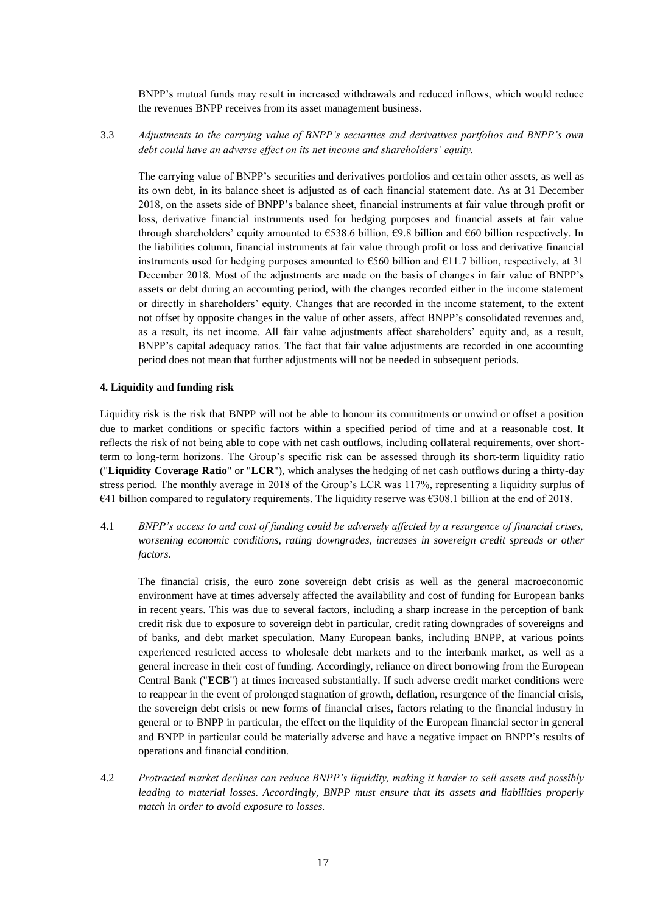BNPP's mutual funds may result in increased withdrawals and reduced inflows, which would reduce the revenues BNPP receives from its asset management business.

3.3 *Adjustments to the carrying value of BNPP's securities and derivatives portfolios and BNPP's own debt could have an adverse effect on its net income and shareholders' equity.*

The carrying value of BNPP's securities and derivatives portfolios and certain other assets, as well as its own debt, in its balance sheet is adjusted as of each financial statement date. As at 31 December 2018, on the assets side of BNPP's balance sheet, financial instruments at fair value through profit or loss, derivative financial instruments used for hedging purposes and financial assets at fair value through shareholders' equity amounted to €538.6 billion, €9.8 billion and €60 billion respectively. In the liabilities column, financial instruments at fair value through profit or loss and derivative financial instruments used for hedging purposes amounted to €560 billion and €11.7 billion, respectively, at 31 December 2018. Most of the adjustments are made on the basis of changes in fair value of BNPP's assets or debt during an accounting period, with the changes recorded either in the income statement or directly in shareholders' equity. Changes that are recorded in the income statement, to the extent not offset by opposite changes in the value of other assets, affect BNPP's consolidated revenues and, as a result, its net income. All fair value adjustments affect shareholders' equity and, as a result, BNPP's capital adequacy ratios. The fact that fair value adjustments are recorded in one accounting period does not mean that further adjustments will not be needed in subsequent periods.

**4. Liquidity and funding risk**

Liquidity risk is the risk that BNPP will not be able to honour its commitments or unwind or offset a position due to market conditions or specific factors within a specified period of time and at a reasonable cost. It reflects the risk of not being able to cope with net cash outflows, including collateral requirements, over short-term to long-term horizons. The Group's specific risk can be assessed through its short-term liquidity ratio ("**Liquidity Coverage Ratio**" or "**LCR**"), which analyses the hedging of net cash outflows during a thirty-day stress period. The monthly average in 2018 of the Group's LCR was 117%, representing a liquidity surplus of €41 billion compared to regulatory requirements. The liquidity reserve was €308.1 billion at the end of 2018.

4.1 *BNPP's access to and cost of funding could be adversely affected by a resurgence of financial crises, worsening economic conditions, rating downgrades, increases in sovereign credit spreads or other factors.*

The financial crisis, the euro zone sovereign debt crisis as well as the general macroeconomic environment have at times adversely affected the availability and cost of funding for European banks in recent years. This was due to several factors, including a sharp increase in the perception of bank credit risk due to exposure to sovereign debt in particular, credit rating downgrades of sovereigns and of banks, and debt market speculation. Many European banks, including BNPP, at various points experienced restricted access to wholesale debt markets and to the interbank market, as well as a general increase in their cost of funding. Accordingly, reliance on direct borrowing from the European Central Bank ("**ECB**") at times increased substantially. If such adverse credit market conditions were to reappear in the event of prolonged stagnation of growth, deflation, resurgence of the financial crisis, the sovereign debt crisis or new forms of financial crises, factors relating to the financial industry in general or to BNPP in particular, the effect on the liquidity of the European financial sector in general and BNPP in particular could be materially adverse and have a negative impact on BNPP's results of operations and financial condition.

4.2 *Protracted market declines can reduce BNPP's liquidity, making it harder to sell assets and possibly leading to material losses. Accordingly, BNPP must ensure that its assets and liabilities properly match in order to avoid exposure to losses.*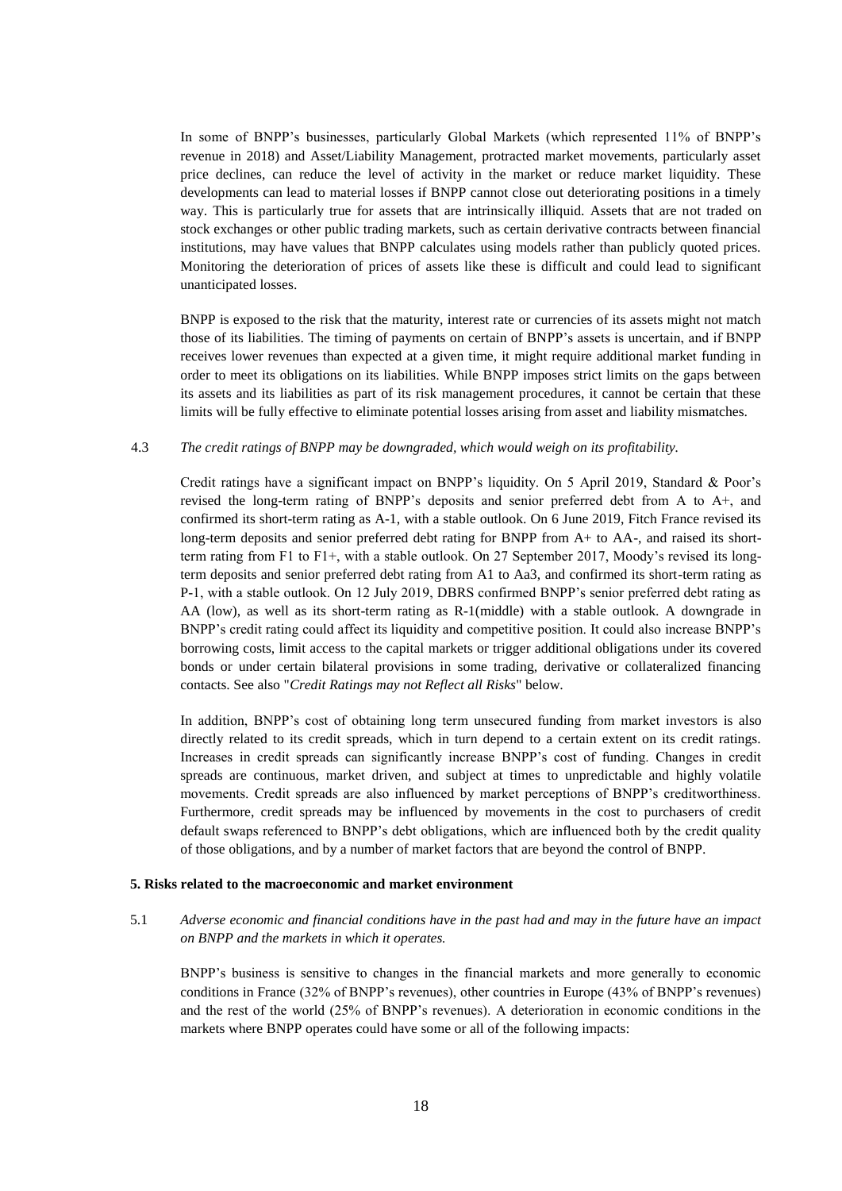In some of BNPP's businesses, particularly Global Markets (which represented 11% of BNPP's revenue in 2018) and Asset/Liability Management, protracted market movements, particularly asset price declines, can reduce the level of activity in the market or reduce market liquidity. These developments can lead to material losses if BNPP cannot close out deteriorating positions in a timely way. This is particularly true for assets that are intrinsically illiquid. Assets that are not traded on stock exchanges or other public trading markets, such as certain derivative contracts between financial institutions, may have values that BNPP calculates using models rather than publicly quoted prices. Monitoring the deterioration of prices of assets like these is difficult and could lead to significant unanticipated losses.

BNPP is exposed to the risk that the maturity, interest rate or currencies of its assets might not match those of its liabilities. The timing of payments on certain of BNPP's assets is uncertain, and if BNPP receives lower revenues than expected at a given time, it might require additional market funding in order to meet its obligations on its liabilities. While BNPP imposes strict limits on the gaps between its assets and its liabilities as part of its risk management procedures, it cannot be certain that these limits will be fully effective to eliminate potential losses arising from asset and liability mismatches.

4.3 *The credit ratings of BNPP may be downgraded, which would weigh on its profitability.*

Credit ratings have a significant impact on BNPP's liquidity. On 5 April 2019, Standard & Poor's revised the long-term rating of BNPP's deposits and senior preferred debt from A to A+, and confirmed its short-term rating as A-1, with a stable outlook. On 6 June 2019, Fitch France revised its long-term deposits and senior preferred debt rating for BNPP from A+ to AA-, and raised its short-term rating from F1 to F1+, with a stable outlook. On 27 September 2017, Moody's revised its long-term deposits and senior preferred debt rating from A1 to Aa3, and confirmed its short-term rating as P-1, with a stable outlook. On 12 July 2019, DBRS confirmed BNPP's senior preferred debt rating as AA (low), as well as its short-term rating as R-1(middle) with a stable outlook. A downgrade in BNPP's credit rating could affect its liquidity and competitive position. It could also increase BNPP's borrowing costs, limit access to the capital markets or trigger additional obligations under its covered bonds or under certain bilateral provisions in some trading, derivative or collateralized financing contacts. See also "*Credit Ratings may not Reflect all Risks*" below.

In addition, BNPP's cost of obtaining long term unsecured funding from market investors is also directly related to its credit spreads, which in turn depend to a certain extent on its credit ratings. Increases in credit spreads can significantly increase BNPP's cost of funding. Changes in credit spreads are continuous, market driven, and subject at times to unpredictable and highly volatile movements. Credit spreads are also influenced by market perceptions of BNPP's creditworthiness. Furthermore, credit spreads may be influenced by movements in the cost to purchasers of credit default swaps referenced to BNPP's debt obligations, which are influenced both by the credit quality of those obligations, and by a number of market factors that are beyond the control of BNPP.

**5. Risks related to the macroeconomic and market environment**

5.1 *Adverse economic and financial conditions have in the past had and may in the future have an impact on BNPP and the markets in which it operates.*

BNPP's business is sensitive to changes in the financial markets and more generally to economic conditions in France (32% of BNPP's revenues), other countries in Europe (43% of BNPP's revenues) and the rest of the world (25% of BNPP's revenues). A deterioration in economic conditions in the markets where BNPP operates could have some or all of the following impacts: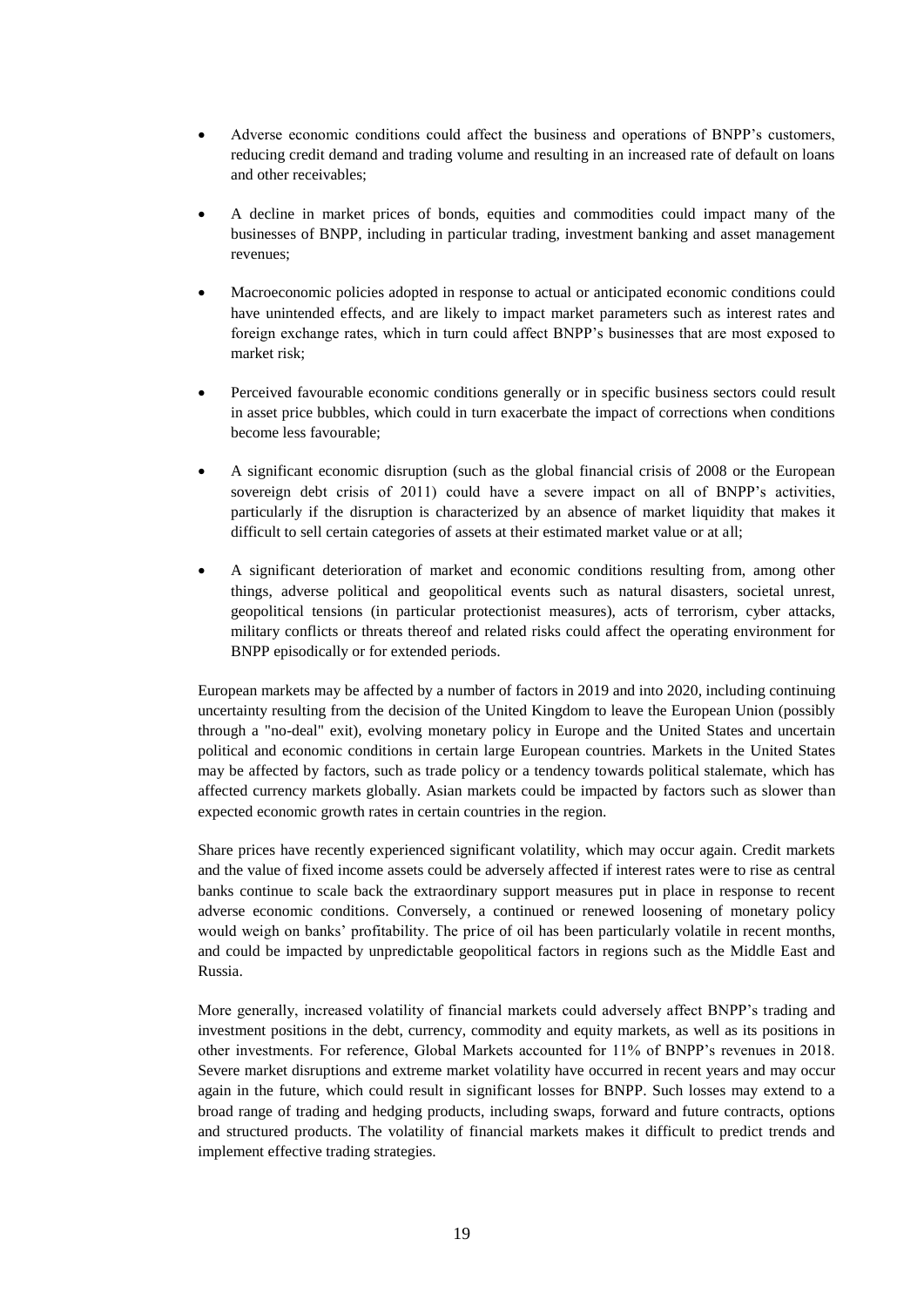- Adverse economic conditions could affect the business and operations of BNPP's customers, reducing credit demand and trading volume and resulting in an increased rate of default on loans and other receivables;

- A decline in market prices of bonds, equities and commodities could impact many of the businesses of BNPP, including in particular trading, investment banking and asset management revenues;

- Macroeconomic policies adopted in response to actual or anticipated economic conditions could have unintended effects, and are likely to impact market parameters such as interest rates and foreign exchange rates, which in turn could affect BNPP's businesses that are most exposed to market risk;

- Perceived favourable economic conditions generally or in specific business sectors could result in asset price bubbles, which could in turn exacerbate the impact of corrections when conditions become less favourable;

- A significant economic disruption (such as the global financial crisis of 2008 or the European sovereign debt crisis of 2011) could have a severe impact on all of BNPP's activities, particularly if the disruption is characterized by an absence of market liquidity that makes it difficult to sell certain categories of assets at their estimated market value or at all;

- A significant deterioration of market and economic conditions resulting from, among other things, adverse political and geopolitical events such as natural disasters, societal unrest, geopolitical tensions (in particular protectionist measures), acts of terrorism, cyber attacks, military conflicts or threats thereof and related risks could affect the operating environment for BNPP episodically or for extended periods.

European markets may be affected by a number of factors in 2019 and into 2020, including continuing uncertainty resulting from the decision of the United Kingdom to leave the European Union (possibly through a "no-deal" exit), evolving monetary policy in Europe and the United States and uncertain political and economic conditions in certain large European countries. Markets in the United States may be affected by factors, such as trade policy or a tendency towards political stalemate, which has affected currency markets globally. Asian markets could be impacted by factors such as slower than expected economic growth rates in certain countries in the region.

Share prices have recently experienced significant volatility, which may occur again. Credit markets and the value of fixed income assets could be adversely affected if interest rates were to rise as central banks continue to scale back the extraordinary support measures put in place in response to recent adverse economic conditions. Conversely, a continued or renewed loosening of monetary policy would weigh on banks' profitability. The price of oil has been particularly volatile in recent months, and could be impacted by unpredictable geopolitical factors in regions such as the Middle East and Russia.

More generally, increased volatility of financial markets could adversely affect BNPP's trading and investment positions in the debt, currency, commodity and equity markets, as well as its positions in other investments. For reference, Global Markets accounted for 11% of BNPP's revenues in 2018. Severe market disruptions and extreme market volatility have occurred in recent years and may occur again in the future, which could result in significant losses for BNPP. Such losses may extend to a broad range of trading and hedging products, including swaps, forward and future contracts, options and structured products. The volatility of financial markets makes it difficult to predict trends and implement effective trading strategies.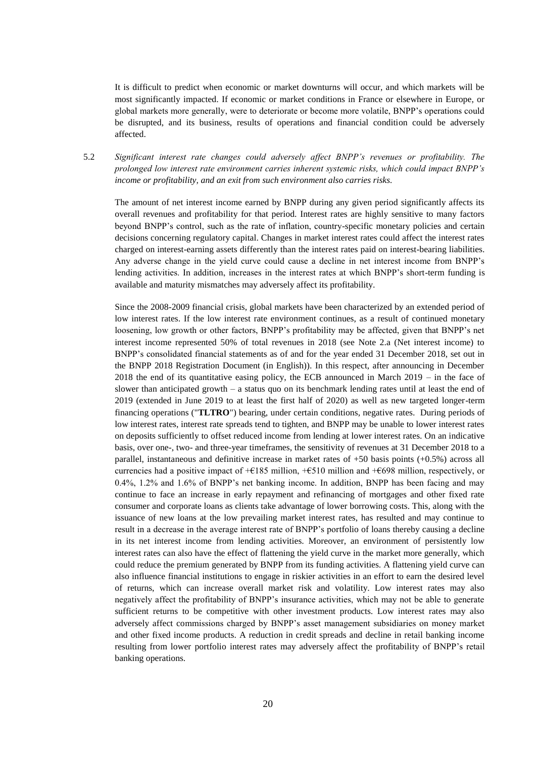It is difficult to predict when economic or market downturns will occur, and which markets will be most significantly impacted. If economic or market conditions in France or elsewhere in Europe, or global markets more generally, were to deteriorate or become more volatile, BNPP's operations could be disrupted, and its business, results of operations and financial condition could be adversely affected.

5.2 *Significant interest rate changes could adversely affect BNPP's revenues or profitability. The prolonged low interest rate environment carries inherent systemic risks, which could impact BNPP's income or profitability, and an exit from such environment also carries risks.*

The amount of net interest income earned by BNPP during any given period significantly affects its overall revenues and profitability for that period. Interest rates are highly sensitive to many factors beyond BNPP's control, such as the rate of inflation, country-specific monetary policies and certain decisions concerning regulatory capital. Changes in market interest rates could affect the interest rates charged on interest-earning assets differently than the interest rates paid on interest-bearing liabilities. Any adverse change in the yield curve could cause a decline in net interest income from BNPP's lending activities. In addition, increases in the interest rates at which BNPP's short-term funding is available and maturity mismatches may adversely affect its profitability.

Since the 2008-2009 financial crisis, global markets have been characterized by an extended period of low interest rates. If the low interest rate environment continues, as a result of continued monetary loosening, low growth or other factors, BNPP's profitability may be affected, given that BNPP's net interest income represented 50% of total revenues in 2018 (see Note 2.a (Net interest income) to BNPP's consolidated financial statements as of and for the year ended 31 December 2018, set out in the BNPP 2018 Registration Document (in English)). In this respect, after announcing in December 2018 the end of its quantitative easing policy, the ECB announced in March 2019 – in the face of slower than anticipated growth – a status quo on its benchmark lending rates until at least the end of 2019 (extended in June 2019 to at least the first half of 2020) as well as new targeted longer-term financing operations ("**TLTRO**") bearing, under certain conditions, negative rates. During periods of low interest rates, interest rate spreads tend to tighten, and BNPP may be unable to lower interest rates on deposits sufficiently to offset reduced income from lending at lower interest rates. On an indicative basis, over one-, two- and three-year timeframes, the sensitivity of revenues at 31 December 2018 to a parallel, instantaneous and definitive increase in market rates of +50 basis points (+0.5%) across all currencies had a positive impact of +€185 million, +€510 million and +€698 million, respectively, or 0.4%, 1.2% and 1.6% of BNPP's net banking income. In addition, BNPP has been facing and may continue to face an increase in early repayment and refinancing of mortgages and other fixed rate consumer and corporate loans as clients take advantage of lower borrowing costs. This, along with the issuance of new loans at the low prevailing market interest rates, has resulted and may continue to result in a decrease in the average interest rate of BNPP's portfolio of loans thereby causing a decline in its net interest income from lending activities. Moreover, an environment of persistently low interest rates can also have the effect of flattening the yield curve in the market more generally, which could reduce the premium generated by BNPP from its funding activities. A flattening yield curve can also influence financial institutions to engage in riskier activities in an effort to earn the desired level of returns, which can increase overall market risk and volatility. Low interest rates may also negatively affect the profitability of BNPP's insurance activities, which may not be able to generate sufficient returns to be competitive with other investment products. Low interest rates may also adversely affect commissions charged by BNPP's asset management subsidiaries on money market and other fixed income products. A reduction in credit spreads and decline in retail banking income resulting from lower portfolio interest rates may adversely affect the profitability of BNPP's retail banking operations.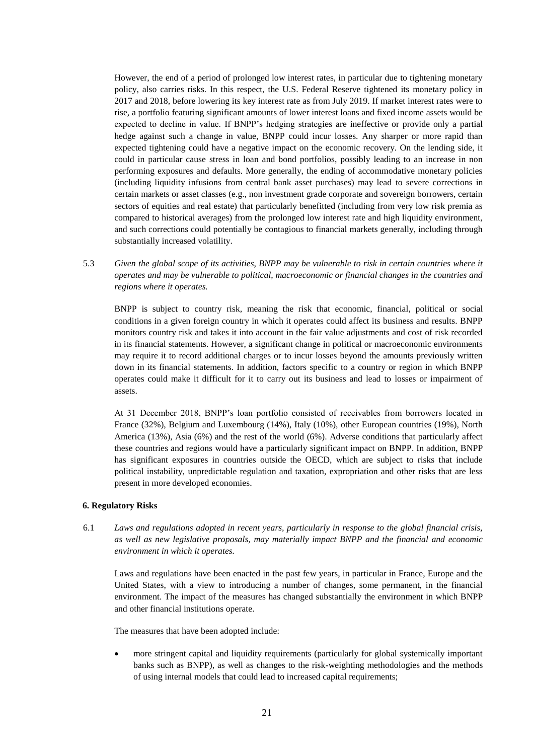However, the end of a period of prolonged low interest rates, in particular due to tightening monetary policy, also carries risks. In this respect, the U.S. Federal Reserve tightened its monetary policy in 2017 and 2018, before lowering its key interest rate as from July 2019. If market interest rates were to rise, a portfolio featuring significant amounts of lower interest loans and fixed income assets would be expected to decline in value. If BNPP's hedging strategies are ineffective or provide only a partial hedge against such a change in value, BNPP could incur losses. Any sharper or more rapid than expected tightening could have a negative impact on the economic recovery. On the lending side, it could in particular cause stress in loan and bond portfolios, possibly leading to an increase in non performing exposures and defaults. More generally, the ending of accommodative monetary policies (including liquidity infusions from central bank asset purchases) may lead to severe corrections in certain markets or asset classes (e.g., non investment grade corporate and sovereign borrowers, certain sectors of equities and real estate) that particularly benefitted (including from very low risk premia as compared to historical averages) from the prolonged low interest rate and high liquidity environment, and such corrections could potentially be contagious to financial markets generally, including through substantially increased volatility.

5.3 *Given the global scope of its activities, BNPP may be vulnerable to risk in certain countries where it operates and may be vulnerable to political, macroeconomic or financial changes in the countries and regions where it operates.*

BNPP is subject to country risk, meaning the risk that economic, financial, political or social conditions in a given foreign country in which it operates could affect its business and results. BNPP monitors country risk and takes it into account in the fair value adjustments and cost of risk recorded in its financial statements. However, a significant change in political or macroeconomic environments may require it to record additional charges or to incur losses beyond the amounts previously written down in its financial statements. In addition, factors specific to a country or region in which BNPP operates could make it difficult for it to carry out its business and lead to losses or impairment of assets.

At 31 December 2018, BNPP's loan portfolio consisted of receivables from borrowers located in France (32%), Belgium and Luxembourg (14%), Italy (10%), other European countries (19%), North America (13%), Asia (6%) and the rest of the world (6%). Adverse conditions that particularly affect these countries and regions would have a particularly significant impact on BNPP. In addition, BNPP has significant exposures in countries outside the OECD, which are subject to risks that include political instability, unpredictable regulation and taxation, expropriation and other risks that are less present in more developed economies.

**6. Regulatory Risks**

6.1 *Laws and regulations adopted in recent years, particularly in response to the global financial crisis, as well as new legislative proposals, may materially impact BNPP and the financial and economic environment in which it operates.*

Laws and regulations have been enacted in the past few years, in particular in France, Europe and the United States, with a view to introducing a number of changes, some permanent, in the financial environment. The impact of the measures has changed substantially the environment in which BNPP and other financial institutions operate.

The measures that have been adopted include:

- more stringent capital and liquidity requirements (particularly for global systemically important banks such as BNPP), as well as changes to the risk-weighting methodologies and the methods of using internal models that could lead to increased capital requirements;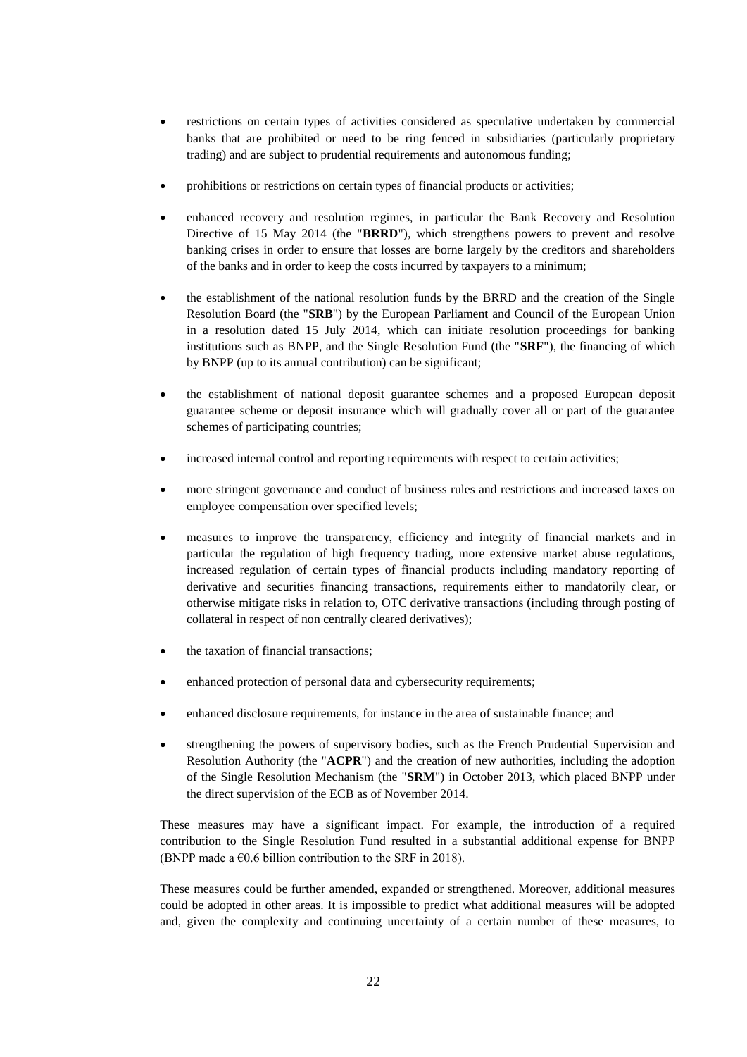- restrictions on certain types of activities considered as speculative undertaken by commercial banks that are prohibited or need to be ring fenced in subsidiaries (particularly proprietary trading) and are subject to prudential requirements and autonomous funding;

- prohibitions or restrictions on certain types of financial products or activities;

- enhanced recovery and resolution regimes, in particular the Bank Recovery and Resolution Directive of 15 May 2014 (the "**BRRD**"), which strengthens powers to prevent and resolve banking crises in order to ensure that losses are borne largely by the creditors and shareholders of the banks and in order to keep the costs incurred by taxpayers to a minimum;

- the establishment of the national resolution funds by the BRRD and the creation of the Single Resolution Board (the "**SRB**") by the European Parliament and Council of the European Union in a resolution dated 15 July 2014, which can initiate resolution proceedings for banking institutions such as BNPP, and the Single Resolution Fund (the "**SRF**"), the financing of which by BNPP (up to its annual contribution) can be significant;

- the establishment of national deposit guarantee schemes and a proposed European deposit guarantee scheme or deposit insurance which will gradually cover all or part of the guarantee schemes of participating countries;

- increased internal control and reporting requirements with respect to certain activities;

- more stringent governance and conduct of business rules and restrictions and increased taxes on employee compensation over specified levels;

- measures to improve the transparency, efficiency and integrity of financial markets and in particular the regulation of high frequency trading, more extensive market abuse regulations, increased regulation of certain types of financial products including mandatory reporting of derivative and securities financing transactions, requirements either to mandatorily clear, or otherwise mitigate risks in relation to, OTC derivative transactions (including through posting of collateral in respect of non centrally cleared derivatives);

- the taxation of financial transactions;

- enhanced protection of personal data and cybersecurity requirements;

- enhanced disclosure requirements, for instance in the area of sustainable finance; and

- strengthening the powers of supervisory bodies, such as the French Prudential Supervision and Resolution Authority (the "**ACPR**") and the creation of new authorities, including the adoption of the Single Resolution Mechanism (the "**SRM**") in October 2013, which placed BNPP under the direct supervision of the ECB as of November 2014.

These measures may have a significant impact. For example, the introduction of a required contribution to the Single Resolution Fund resulted in a substantial additional expense for BNPP (BNPP made a €0.6 billion contribution to the SRF in 2018).

These measures could be further amended, expanded or strengthened. Moreover, additional measures could be adopted in other areas. It is impossible to predict what additional measures will be adopted and, given the complexity and continuing uncertainty of a certain number of these measures, to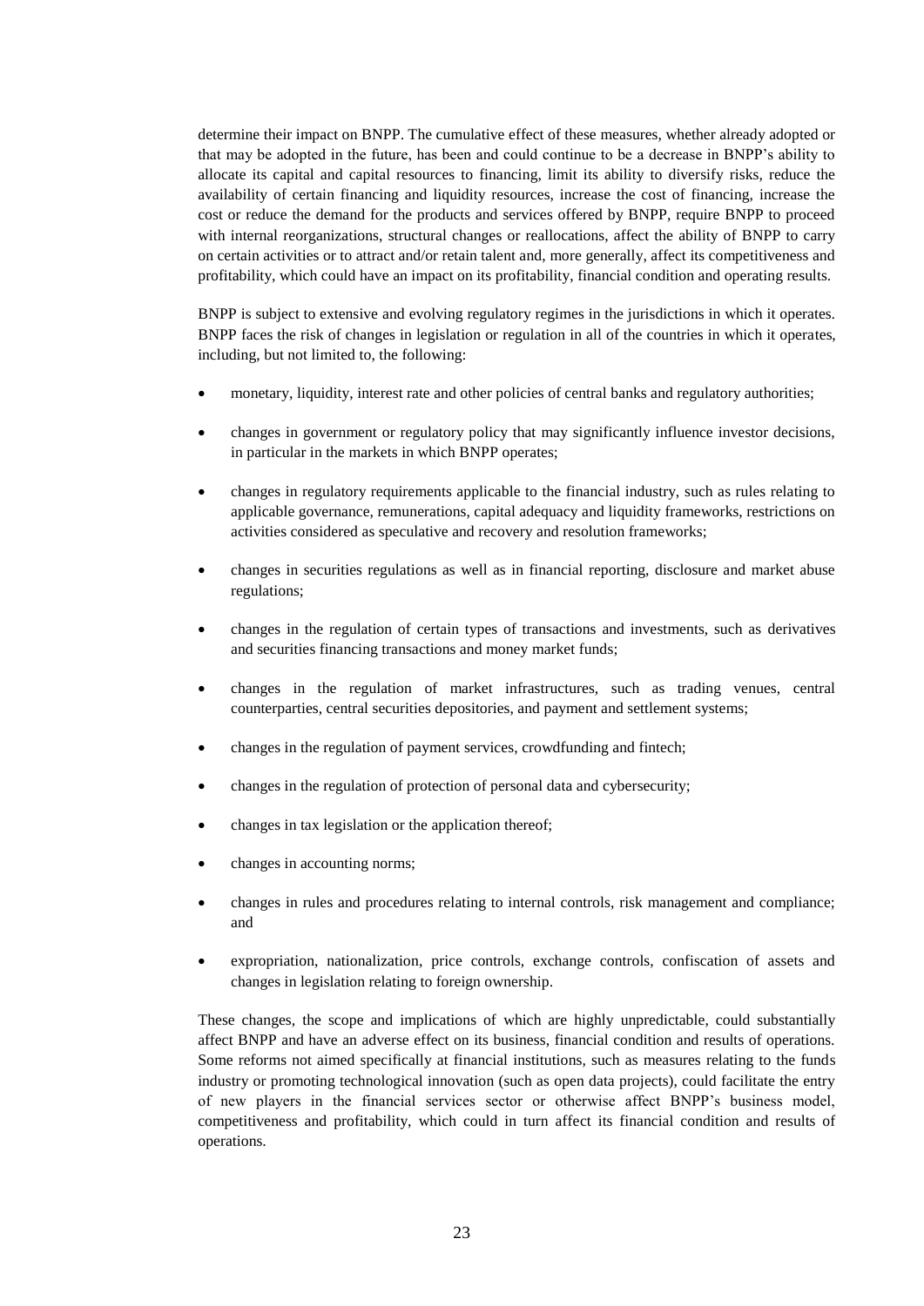determine their impact on BNPP. The cumulative effect of these measures, whether already adopted or that may be adopted in the future, has been and could continue to be a decrease in BNPP's ability to allocate its capital and capital resources to financing, limit its ability to diversify risks, reduce the availability of certain financing and liquidity resources, increase the cost of financing, increase the cost or reduce the demand for the products and services offered by BNPP, require BNPP to proceed with internal reorganizations, structural changes or reallocations, affect the ability of BNPP to carry on certain activities or to attract and/or retain talent and, more generally, affect its competitiveness and profitability, which could have an impact on its profitability, financial condition and operating results.

BNPP is subject to extensive and evolving regulatory regimes in the jurisdictions in which it operates. BNPP faces the risk of changes in legislation or regulation in all of the countries in which it operates, including, but not limited to, the following:

- monetary, liquidity, interest rate and other policies of central banks and regulatory authorities;
- changes in government or regulatory policy that may significantly influence investor decisions, in particular in the markets in which BNPP operates;
- changes in regulatory requirements applicable to the financial industry, such as rules relating to applicable governance, remunerations, capital adequacy and liquidity frameworks, restrictions on activities considered as speculative and recovery and resolution frameworks;
- changes in securities regulations as well as in financial reporting, disclosure and market abuse regulations;
- changes in the regulation of certain types of transactions and investments, such as derivatives and securities financing transactions and money market funds;
- changes in the regulation of market infrastructures, such as trading venues, central counterparties, central securities depositories, and payment and settlement systems;
- changes in the regulation of payment services, crowdfunding and fintech;
- changes in the regulation of protection of personal data and cybersecurity;
- changes in tax legislation or the application thereof;
- changes in accounting norms;
- changes in rules and procedures relating to internal controls, risk management and compliance; and
- expropriation, nationalization, price controls, exchange controls, confiscation of assets and changes in legislation relating to foreign ownership.

These changes, the scope and implications of which are highly unpredictable, could substantially affect BNPP and have an adverse effect on its business, financial condition and results of operations. Some reforms not aimed specifically at financial institutions, such as measures relating to the funds industry or promoting technological innovation (such as open data projects), could facilitate the entry of new players in the financial services sector or otherwise affect BNPP's business model, competitiveness and profitability, which could in turn affect its financial condition and results of operations.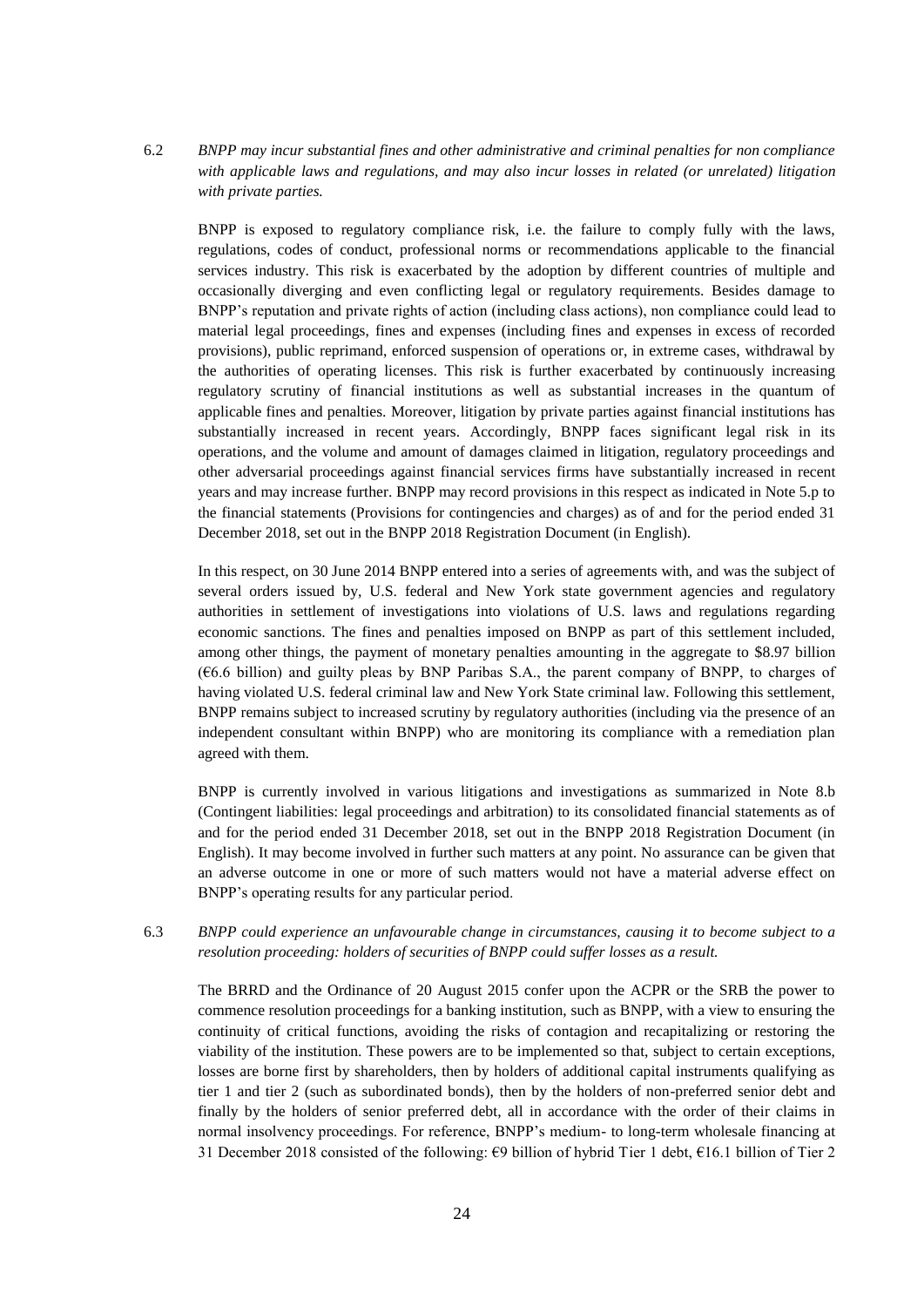6.2 *BNPP may incur substantial fines and other administrative and criminal penalties for non compliance with applicable laws and regulations, and may also incur losses in related (or unrelated) litigation with private parties.*

BNPP is exposed to regulatory compliance risk, i.e. the failure to comply fully with the laws, regulations, codes of conduct, professional norms or recommendations applicable to the financial services industry. This risk is exacerbated by the adoption by different countries of multiple and occasionally diverging and even conflicting legal or regulatory requirements. Besides damage to BNPP's reputation and private rights of action (including class actions), non compliance could lead to material legal proceedings, fines and expenses (including fines and expenses in excess of recorded provisions), public reprimand, enforced suspension of operations or, in extreme cases, withdrawal by the authorities of operating licenses. This risk is further exacerbated by continuously increasing regulatory scrutiny of financial institutions as well as substantial increases in the quantum of applicable fines and penalties. Moreover, litigation by private parties against financial institutions has substantially increased in recent years. Accordingly, BNPP faces significant legal risk in its operations, and the volume and amount of damages claimed in litigation, regulatory proceedings and other adversarial proceedings against financial services firms have substantially increased in recent years and may increase further. BNPP may record provisions in this respect as indicated in Note 5.p to the financial statements (Provisions for contingencies and charges) as of and for the period ended 31 December 2018, set out in the BNPP 2018 Registration Document (in English).

In this respect, on 30 June 2014 BNPP entered into a series of agreements with, and was the subject of several orders issued by, U.S. federal and New York state government agencies and regulatory authorities in settlement of investigations into violations of U.S. laws and regulations regarding economic sanctions. The fines and penalties imposed on BNPP as part of this settlement included, among other things, the payment of monetary penalties amounting in the aggregate to $8.97 billion (€6.6 billion) and guilty pleas by BNP Paribas S.A., the parent company of BNPP, to charges of having violated U.S. federal criminal law and New York State criminal law. Following this settlement, BNPP remains subject to increased scrutiny by regulatory authorities (including via the presence of an independent consultant within BNPP) who are monitoring its compliance with a remediation plan agreed with them.

BNPP is currently involved in various litigations and investigations as summarized in Note 8.b (Contingent liabilities: legal proceedings and arbitration) to its consolidated financial statements as of and for the period ended 31 December 2018, set out in the BNPP 2018 Registration Document (in English). It may become involved in further such matters at any point. No assurance can be given that an adverse outcome in one or more of such matters would not have a material adverse effect on BNPP's operating results for any particular period.

6.3 *BNPP could experience an unfavourable change in circumstances, causing it to become subject to a resolution proceeding: holders of securities of BNPP could suffer losses as a result.*

The BRRD and the Ordinance of 20 August 2015 confer upon the ACPR or the SRB the power to commence resolution proceedings for a banking institution, such as BNPP, with a view to ensuring the continuity of critical functions, avoiding the risks of contagion and recapitalizing or restoring the viability of the institution. These powers are to be implemented so that, subject to certain exceptions, losses are borne first by shareholders, then by holders of additional capital instruments qualifying as tier 1 and tier 2 (such as subordinated bonds), then by the holders of non-preferred senior debt and finally by the holders of senior preferred debt, all in accordance with the order of their claims in normal insolvency proceedings. For reference, BNPP's medium- to long-term wholesale financing at 31 December 2018 consisted of the following: €9 billion of hybrid Tier 1 debt, €16.1 billion of Tier 2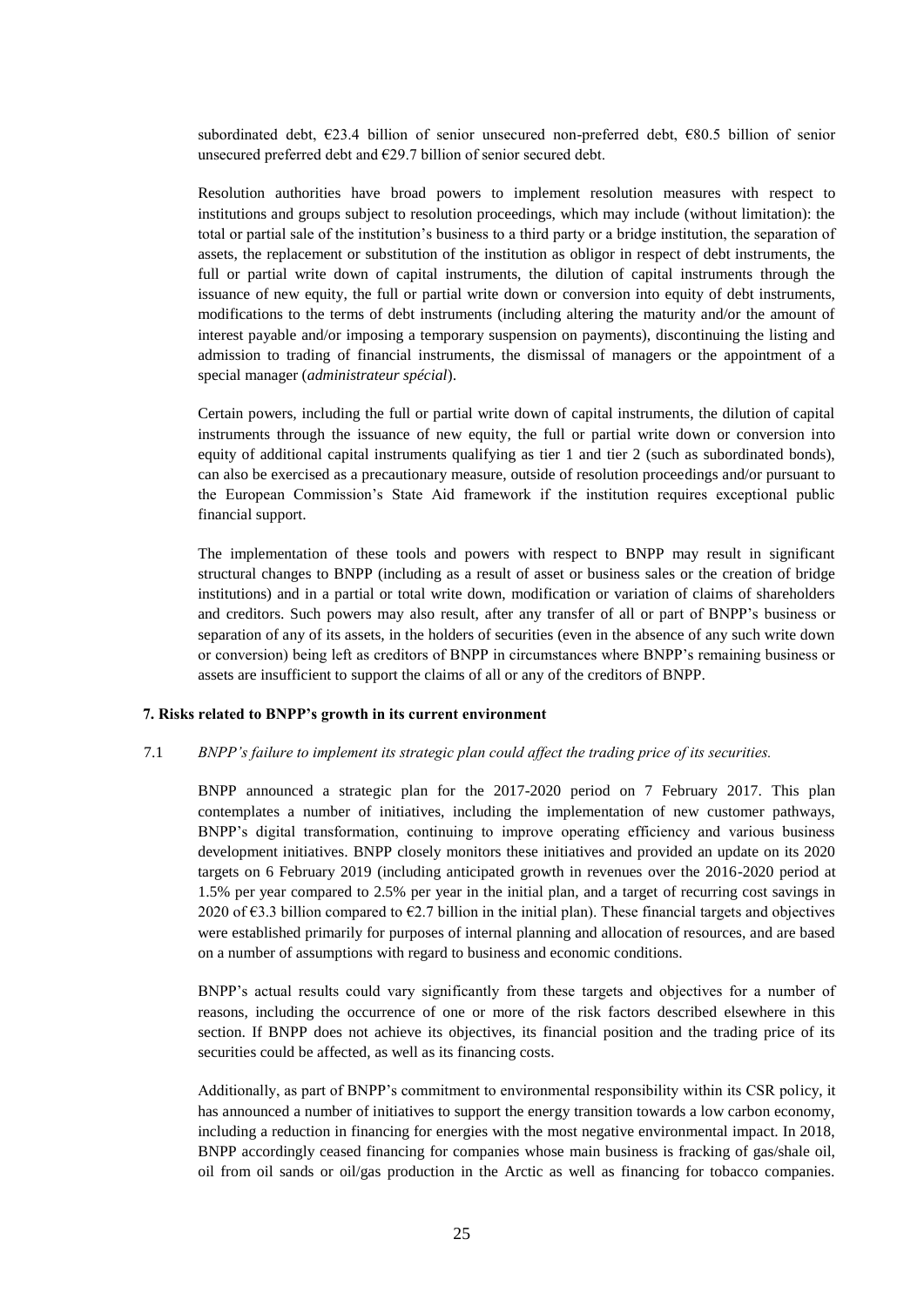subordinated debt, €23.4 billion of senior unsecured non-preferred debt, €80.5 billion of senior unsecured preferred debt and €29.7 billion of senior secured debt.

Resolution authorities have broad powers to implement resolution measures with respect to institutions and groups subject to resolution proceedings, which may include (without limitation): the total or partial sale of the institution's business to a third party or a bridge institution, the separation of assets, the replacement or substitution of the institution as obligor in respect of debt instruments, the full or partial write down of capital instruments, the dilution of capital instruments through the issuance of new equity, the full or partial write down or conversion into equity of debt instruments, modifications to the terms of debt instruments (including altering the maturity and/or the amount of interest payable and/or imposing a temporary suspension on payments), discontinuing the listing and admission to trading of financial instruments, the dismissal of managers or the appointment of a special manager (*administrateur spécial*).

Certain powers, including the full or partial write down of capital instruments, the dilution of capital instruments through the issuance of new equity, the full or partial write down or conversion into equity of additional capital instruments qualifying as tier 1 and tier 2 (such as subordinated bonds), can also be exercised as a precautionary measure, outside of resolution proceedings and/or pursuant to the European Commission's State Aid framework if the institution requires exceptional public financial support.

The implementation of these tools and powers with respect to BNPP may result in significant structural changes to BNPP (including as a result of asset or business sales or the creation of bridge institutions) and in a partial or total write down, modification or variation of claims of shareholders and creditors. Such powers may also result, after any transfer of all or part of BNPP's business or separation of any of its assets, in the holders of securities (even in the absence of any such write down or conversion) being left as creditors of BNPP in circumstances where BNPP's remaining business or assets are insufficient to support the claims of all or any of the creditors of BNPP.

**7. Risks related to BNPP's growth in its current environment**

7.1 *BNPP's failure to implement its strategic plan could affect the trading price of its securities.*

BNPP announced a strategic plan for the 2017-2020 period on 7 February 2017. This plan contemplates a number of initiatives, including the implementation of new customer pathways, BNPP's digital transformation, continuing to improve operating efficiency and various business development initiatives. BNPP closely monitors these initiatives and provided an update on its 2020 targets on 6 February 2019 (including anticipated growth in revenues over the 2016-2020 period at 1.5% per year compared to 2.5% per year in the initial plan, and a target of recurring cost savings in 2020 of €3.3 billion compared to €2.7 billion in the initial plan). These financial targets and objectives were established primarily for purposes of internal planning and allocation of resources, and are based on a number of assumptions with regard to business and economic conditions.

BNPP's actual results could vary significantly from these targets and objectives for a number of reasons, including the occurrence of one or more of the risk factors described elsewhere in this section. If BNPP does not achieve its objectives, its financial position and the trading price of its securities could be affected, as well as its financing costs.

Additionally, as part of BNPP's commitment to environmental responsibility within its CSR policy, it has announced a number of initiatives to support the energy transition towards a low carbon economy, including a reduction in financing for energies with the most negative environmental impact. In 2018, BNPP accordingly ceased financing for companies whose main business is fracking of gas/shale oil, oil from oil sands or oil/gas production in the Arctic as well as financing for tobacco companies.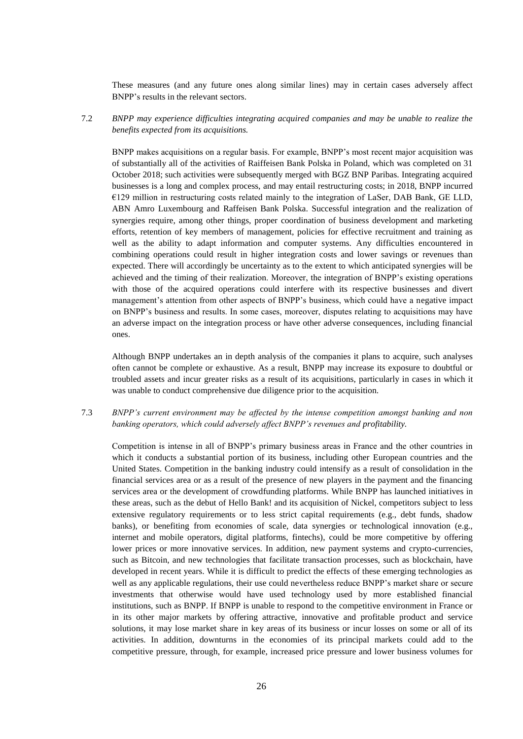These measures (and any future ones along similar lines) may in certain cases adversely affect BNPP's results in the relevant sectors.

7.2 *BNPP may experience difficulties integrating acquired companies and may be unable to realize the benefits expected from its acquisitions.*

BNPP makes acquisitions on a regular basis. For example, BNPP's most recent major acquisition was of substantially all of the activities of Raiffeisen Bank Polska in Poland, which was completed on 31 October 2018; such activities were subsequently merged with BGZ BNP Paribas. Integrating acquired businesses is a long and complex process, and may entail restructuring costs; in 2018, BNPP incurred €129 million in restructuring costs related mainly to the integration of LaSer, DAB Bank, GE LLD, ABN Amro Luxembourg and Raiffeisen Bank Polska. Successful integration and the realization of synergies require, among other things, proper coordination of business development and marketing efforts, retention of key members of management, policies for effective recruitment and training as well as the ability to adapt information and computer systems. Any difficulties encountered in combining operations could result in higher integration costs and lower savings or revenues than expected. There will accordingly be uncertainty as to the extent to which anticipated synergies will be achieved and the timing of their realization. Moreover, the integration of BNPP's existing operations with those of the acquired operations could interfere with its respective businesses and divert management's attention from other aspects of BNPP's business, which could have a negative impact on BNPP's business and results. In some cases, moreover, disputes relating to acquisitions may have an adverse impact on the integration process or have other adverse consequences, including financial ones.

Although BNPP undertakes an in depth analysis of the companies it plans to acquire, such analyses often cannot be complete or exhaustive. As a result, BNPP may increase its exposure to doubtful or troubled assets and incur greater risks as a result of its acquisitions, particularly in cases in which it was unable to conduct comprehensive due diligence prior to the acquisition.

7.3 *BNPP's current environment may be affected by the intense competition amongst banking and non banking operators, which could adversely affect BNPP's revenues and profitability.*

Competition is intense in all of BNPP's primary business areas in France and the other countries in which it conducts a substantial portion of its business, including other European countries and the United States. Competition in the banking industry could intensify as a result of consolidation in the financial services area or as a result of the presence of new players in the payment and the financing services area or the development of crowdfunding platforms. While BNPP has launched initiatives in these areas, such as the debut of Hello Bank! and its acquisition of Nickel, competitors subject to less extensive regulatory requirements or to less strict capital requirements (e.g., debt funds, shadow banks), or benefiting from economies of scale, data synergies or technological innovation (e.g., internet and mobile operators, digital platforms, fintechs), could be more competitive by offering lower prices or more innovative services. In addition, new payment systems and crypto-currencies, such as Bitcoin, and new technologies that facilitate transaction processes, such as blockchain, have developed in recent years. While it is difficult to predict the effects of these emerging technologies as well as any applicable regulations, their use could nevertheless reduce BNPP's market share or secure investments that otherwise would have used technology used by more established financial institutions, such as BNPP. If BNPP is unable to respond to the competitive environment in France or in its other major markets by offering attractive, innovative and profitable product and service solutions, it may lose market share in key areas of its business or incur losses on some or all of its activities. In addition, downturns in the economies of its principal markets could add to the competitive pressure, through, for example, increased price pressure and lower business volumes for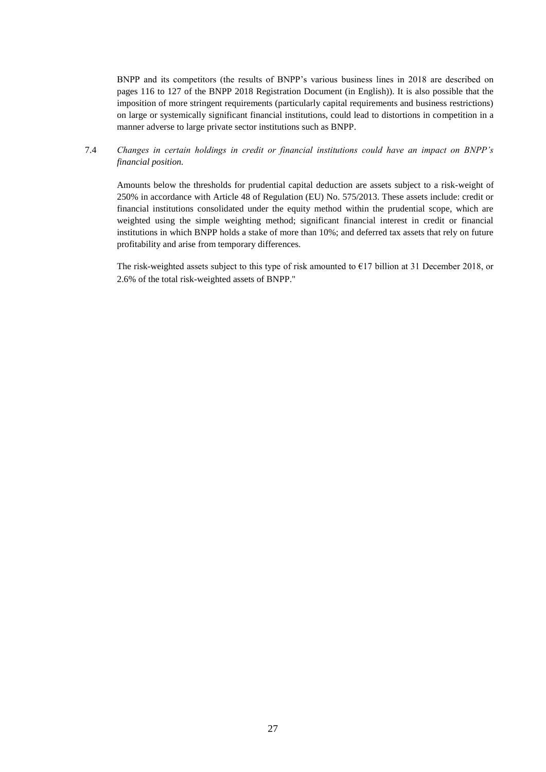BNPP and its competitors (the results of BNPP's various business lines in 2018 are described on pages 116 to 127 of the BNPP 2018 Registration Document (in English)). It is also possible that the imposition of more stringent requirements (particularly capital requirements and business restrictions) on large or systemically significant financial institutions, could lead to distortions in competition in a manner adverse to large private sector institutions such as BNPP.

7.4 *Changes in certain holdings in credit or financial institutions could have an impact on BNPP's financial position.*

Amounts below the thresholds for prudential capital deduction are assets subject to a risk-weight of 250% in accordance with Article 48 of Regulation (EU) No. 575/2013. These assets include: credit or financial institutions consolidated under the equity method within the prudential scope, which are weighted using the simple weighting method; significant financial interest in credit or financial institutions in which BNPP holds a stake of more than 10%; and deferred tax assets that rely on future profitability and arise from temporary differences.

The risk-weighted assets subject to this type of risk amounted to €17 billion at 31 December 2018, or 2.6% of the total risk-weighted assets of BNPP."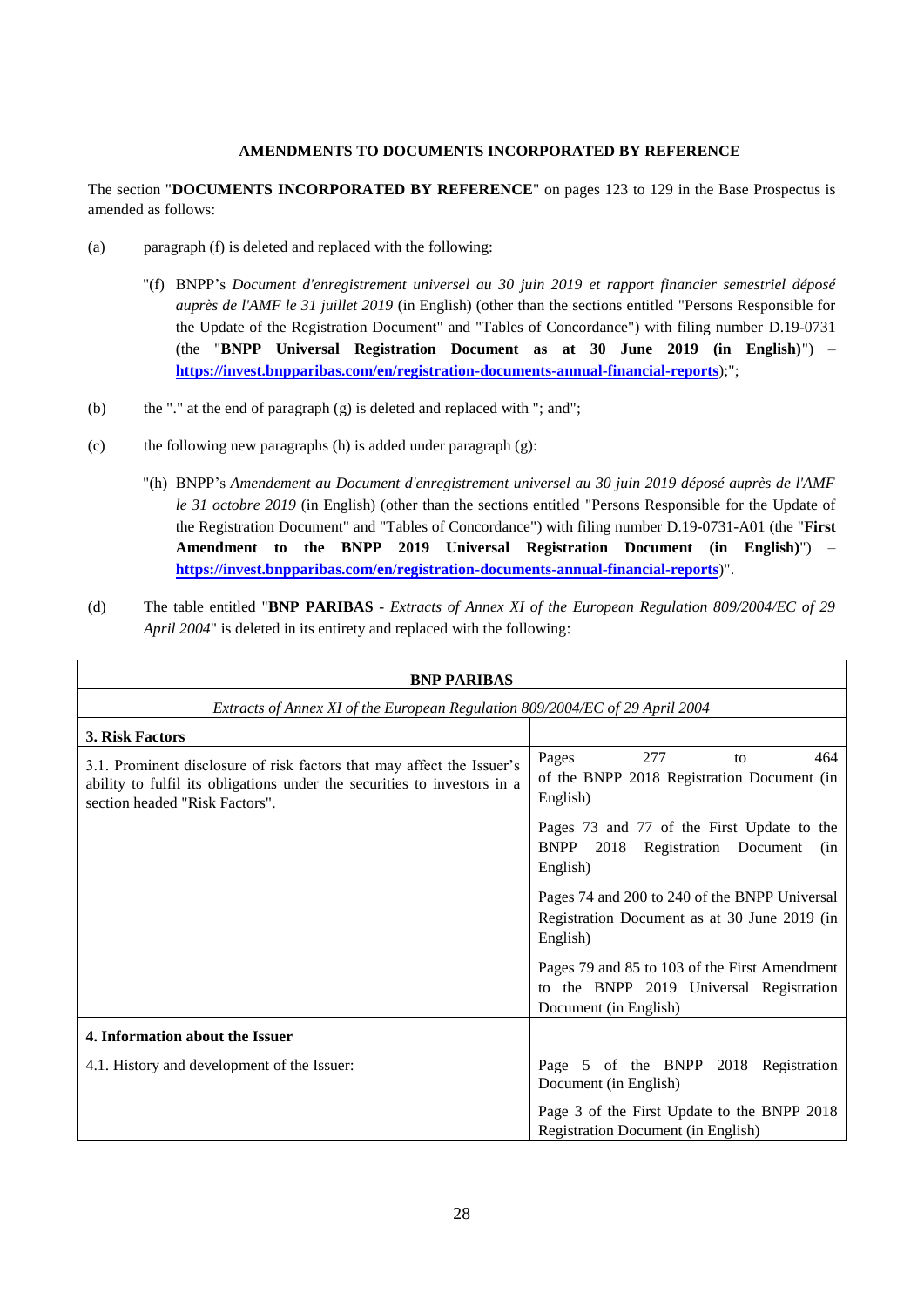**AMENDMENTS TO DOCUMENTS INCORPORATED BY REFERENCE**

The section "**DOCUMENTS INCORPORATED BY REFERENCE**" on pages 123 to 129 in the Base Prospectus is amended as follows:

(a) paragraph (f) is deleted and replaced with the following:

> "(f) BNPP's *Document d'enregistrement universel au 30 juin 2019 et rapport financier semestriel déposé auprès de l'AMF le 31 juillet 2019* (in English) (other than the sections entitled "Persons Responsible for the Update of the Registration Document" and "Tables of Concordance") with filing number D.19-0731 (the "**BNPP Universal Registration Document as at 30 June 2019 (in English)**") – **https://invest.bnpparibas.com/en/registration-documents-annual-financial-reports**);";

(b) the "." at the end of paragraph (g) is deleted and replaced with "; and";

(c) the following new paragraphs (h) is added under paragraph (g):

> "(h) BNPP's *Amendement au Document d'enregistrement universel au 30 juin 2019 déposé auprès de l'AMF le 31 octobre 2019* (in English) (other than the sections entitled "Persons Responsible for the Update of the Registration Document" and "Tables of Concordance") with filing number D.19-0731-A01 (the "**First Amendment to the BNPP 2019 Universal Registration Document (in English)**") – **https://invest.bnpparibas.com/en/registration-documents-annual-financial-reports**)".

(d) The table entitled "**BNP PARIBAS** - *Extracts of Annex XI of the European Regulation 809/2004/EC of 29 April 2004*" is deleted in its entirety and replaced with the following:

| **BNP PARIBAS** | |
|---|---|
| *Extracts of Annex XI of the European Regulation 809/2004/EC of 29 April 2004* | |
| **3. Risk Factors** | |
| 3.1. Prominent disclosure of risk factors that may affect the Issuer's ability to fulfil its obligations under the securities to investors in a section headed "Risk Factors". | Pages 277 to 464 of the BNPP 2018 Registration Document (in English) |
| | Pages 73 and 77 of the First Update to the BNPP 2018 Registration Document (in English) |
| | Pages 74 and 200 to 240 of the BNPP Universal Registration Document as at 30 June 2019 (in English) |
| | Pages 79 and 85 to 103 of the First Amendment to the BNPP 2019 Universal Registration Document (in English) |
| **4. Information about the Issuer** | |
| 4.1. History and development of the Issuer: | Page 5 of the BNPP 2018 Registration Document (in English) |
| | Page 3 of the First Update to the BNPP 2018 Registration Document (in English) |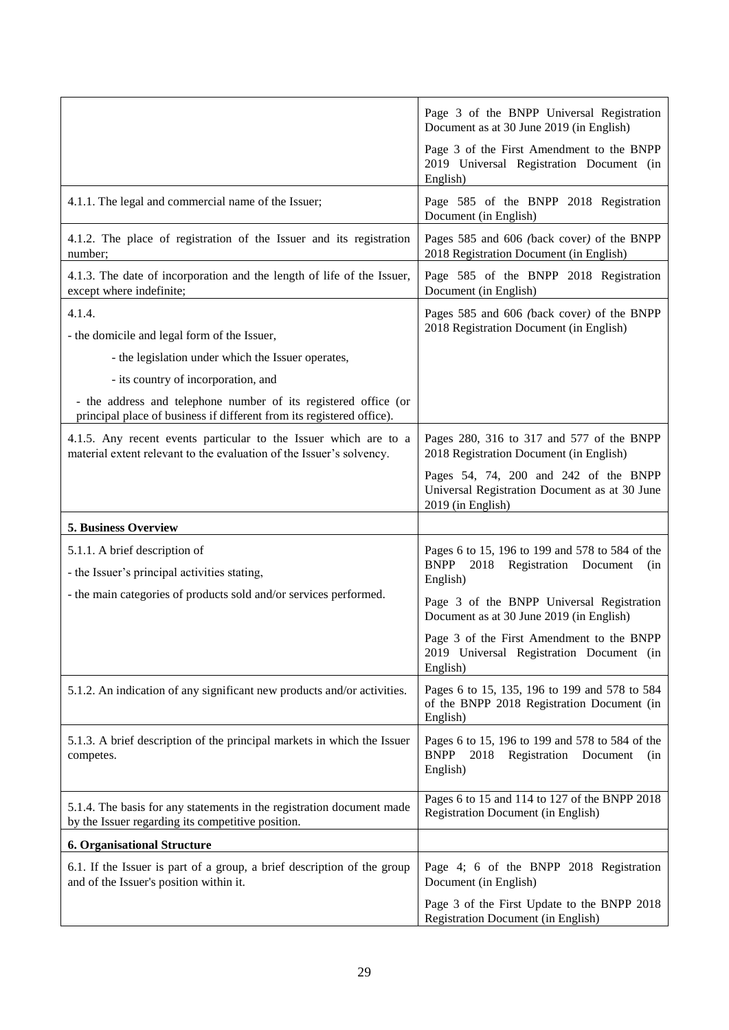| | |
|---|---|
| | Page 3 of the BNPP Universal Registration Document as at 30 June 2019 (in English)<br>Page 3 of the First Amendment to the BNPP 2019 Universal Registration Document (in English) |
| 4.1.1. The legal and commercial name of the Issuer; | Page 585 of the BNPP 2018 Registration Document (in English) |
| 4.1.2. The place of registration of the Issuer and its registration number; | Pages 585 and 606 *(*back cover*)* of the BNPP 2018 Registration Document (in English) |
| 4.1.3. The date of incorporation and the length of life of the Issuer, except where indefinite; | Page 585 of the BNPP 2018 Registration Document (in English) |
| 4.1.4.<br>- the domicile and legal form of the Issuer,<br>- the legislation under which the Issuer operates,<br>- its country of incorporation, and<br>- the address and telephone number of its registered office (or principal place of business if different from its registered office). | Pages 585 and 606 *(*back cover*)* of the BNPP 2018 Registration Document (in English) |
| 4.1.5. Any recent events particular to the Issuer which are to a material extent relevant to the evaluation of the Issuer's solvency. | Pages 280, 316 to 317 and 577 of the BNPP 2018 Registration Document (in English)<br>Pages 54, 74, 200 and 242 of the BNPP Universal Registration Document as at 30 June 2019 (in English) |
| **5. Business Overview** | |
| 5.1.1. A brief description of<br>- the Issuer's principal activities stating,<br>- the main categories of products sold and/or services performed. | Pages 6 to 15, 196 to 199 and 578 to 584 of the BNPP 2018 Registration Document (in English)<br>Page 3 of the BNPP Universal Registration Document as at 30 June 2019 (in English)<br>Page 3 of the First Amendment to the BNPP 2019 Universal Registration Document (in English) |
| 5.1.2. An indication of any significant new products and/or activities. | Pages 6 to 15, 135, 196 to 199 and 578 to 584 of the BNPP 2018 Registration Document (in English) |
| 5.1.3. A brief description of the principal markets in which the Issuer competes. | Pages 6 to 15, 196 to 199 and 578 to 584 of the BNPP 2018 Registration Document (in English) |
| 5.1.4. The basis for any statements in the registration document made by the Issuer regarding its competitive position. | Pages 6 to 15 and 114 to 127 of the BNPP 2018 Registration Document (in English) |
| **6. Organisational Structure** | |
| 6.1. If the Issuer is part of a group, a brief description of the group and of the Issuer's position within it. | Page 4; 6 of the BNPP 2018 Registration Document (in English)<br>Page 3 of the First Update to the BNPP 2018 Registration Document (in English) |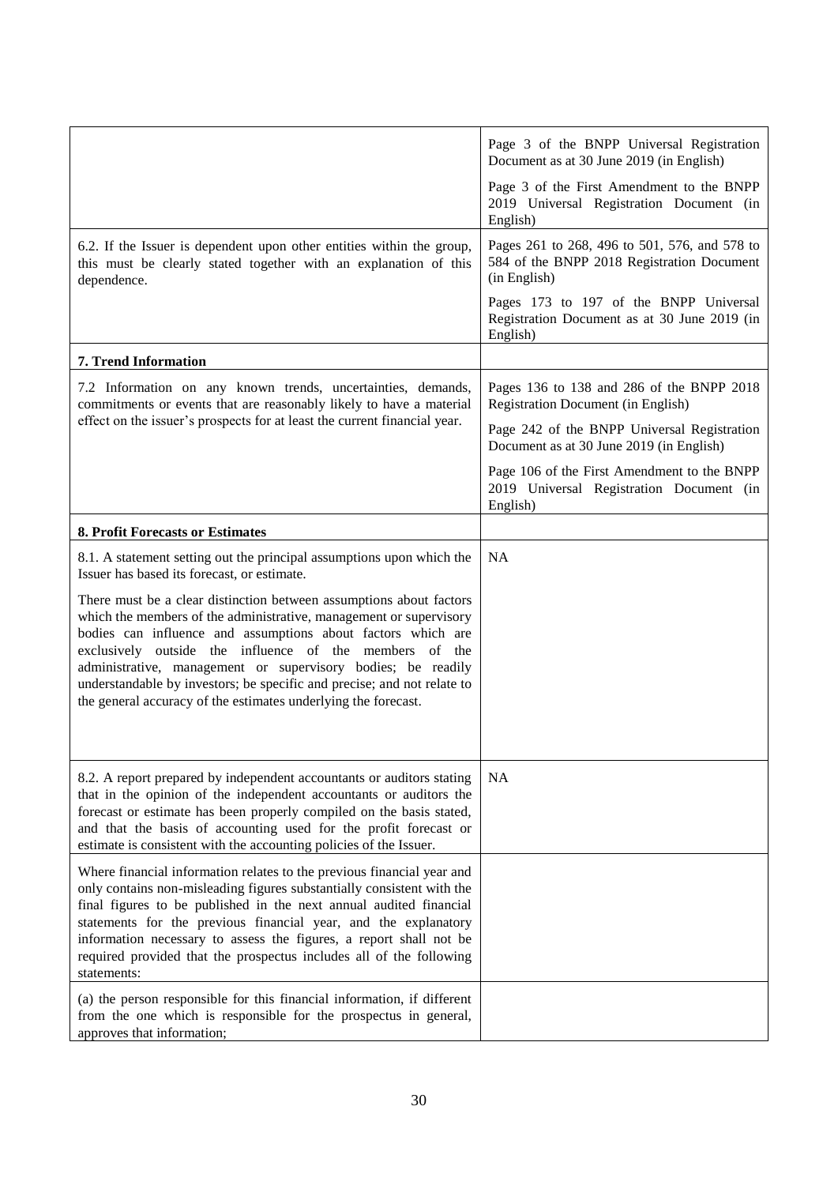| | |
|---|---|
| | Page 3 of the BNPP Universal Registration Document as at 30 June 2019 (in English)<br><br>Page 3 of the First Amendment to the BNPP 2019 Universal Registration Document (in English) |
| 6.2. If the Issuer is dependent upon other entities within the group, this must be clearly stated together with an explanation of this dependence. | Pages 261 to 268, 496 to 501, 576, and 578 to 584 of the BNPP 2018 Registration Document (in English)<br><br>Pages 173 to 197 of the BNPP Universal Registration Document as at 30 June 2019 (in English) |
| **7. Trend Information** | |
| 7.2 Information on any known trends, uncertainties, demands, commitments or events that are reasonably likely to have a material effect on the issuer's prospects for at least the current financial year. | Pages 136 to 138 and 286 of the BNPP 2018 Registration Document (in English)<br><br>Page 242 of the BNPP Universal Registration Document as at 30 June 2019 (in English)<br><br>Page 106 of the First Amendment to the BNPP 2019 Universal Registration Document (in English) |
| **8. Profit Forecasts or Estimates** | |
| 8.1. A statement setting out the principal assumptions upon which the Issuer has based its forecast, or estimate.<br><br>There must be a clear distinction between assumptions about factors which the members of the administrative, management or supervisory bodies can influence and assumptions about factors which are exclusively outside the influence of the members of the administrative, management or supervisory bodies; be readily understandable by investors; be specific and precise; and not relate to the general accuracy of the estimates underlying the forecast. | NA |
| 8.2. A report prepared by independent accountants or auditors stating that in the opinion of the independent accountants or auditors the forecast or estimate has been properly compiled on the basis stated, and that the basis of accounting used for the profit forecast or estimate is consistent with the accounting policies of the Issuer. | NA |
| Where financial information relates to the previous financial year and only contains non-misleading figures substantially consistent with the final figures to be published in the next annual audited financial statements for the previous financial year, and the explanatory information necessary to assess the figures, a report shall not be required provided that the prospectus includes all of the following statements: | |
| (a) the person responsible for this financial information, if different from the one which is responsible for the prospectus in general, approves that information; | |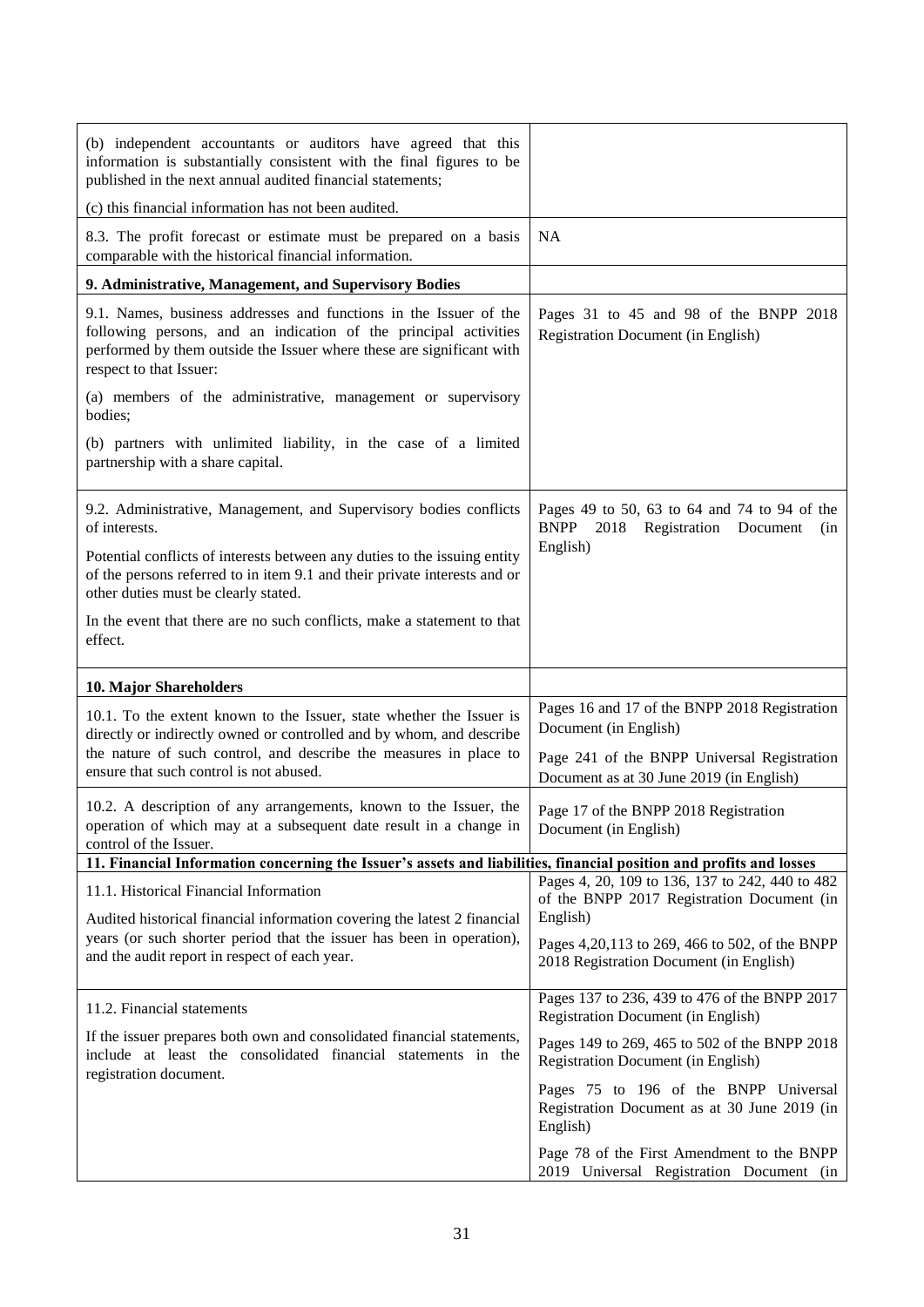| | |
|---|---|
| (b) independent accountants or auditors have agreed that this information is substantially consistent with the final figures to be published in the next annual audited financial statements;<br><br>(c) this financial information has not been audited. | |
| 8.3. The profit forecast or estimate must be prepared on a basis comparable with the historical financial information. | NA |
| **9. Administrative, Management, and Supervisory Bodies** | |
| 9.1. Names, business addresses and functions in the Issuer of the following persons, and an indication of the principal activities performed by them outside the Issuer where these are significant with respect to that Issuer:<br><br>(a) members of the administrative, management or supervisory bodies;<br><br>(b) partners with unlimited liability, in the case of a limited partnership with a share capital. | Pages 31 to 45 and 98 of the BNPP 2018 Registration Document (in English) |
| 9.2. Administrative, Management, and Supervisory bodies conflicts of interests.<br><br>Potential conflicts of interests between any duties to the issuing entity of the persons referred to in item 9.1 and their private interests and or other duties must be clearly stated.<br><br>In the event that there are no such conflicts, make a statement to that effect. | Pages 49 to 50, 63 to 64 and 74 to 94 of the BNPP 2018 Registration Document (in English) |
| **10. Major Shareholders** | |
| 10.1. To the extent known to the Issuer, state whether the Issuer is directly or indirectly owned or controlled and by whom, and describe the nature of such control, and describe the measures in place to ensure that such control is not abused. | Pages 16 and 17 of the BNPP 2018 Registration Document (in English)<br><br>Page 241 of the BNPP Universal Registration Document as at 30 June 2019 (in English) |
| 10.2. A description of any arrangements, known to the Issuer, the operation of which may at a subsequent date result in a change in control of the Issuer. | Page 17 of the BNPP 2018 Registration Document (in English) |
| **11. Financial Information concerning the Issuer's assets and liabilities, financial position and profits and losses** | |
| 11.1. Historical Financial Information<br><br>Audited historical financial information covering the latest 2 financial years (or such shorter period that the issuer has been in operation), and the audit report in respect of each year. | Pages 4, 20, 109 to 136, 137 to 242, 440 to 482 of the BNPP 2017 Registration Document (in English)<br><br>Pages 4,20,113 to 269, 466 to 502, of the BNPP 2018 Registration Document (in English) |
| 11.2. Financial statements<br><br>If the issuer prepares both own and consolidated financial statements, include at least the consolidated financial statements in the registration document. | Pages 137 to 236, 439 to 476 of the BNPP 2017 Registration Document (in English)<br><br>Pages 149 to 269, 465 to 502 of the BNPP 2018 Registration Document (in English)<br><br>Pages 75 to 196 of the BNPP Universal Registration Document as at 30 June 2019 (in English)<br><br>Page 78 of the First Amendment to the BNPP 2019 Universal Registration Document (in |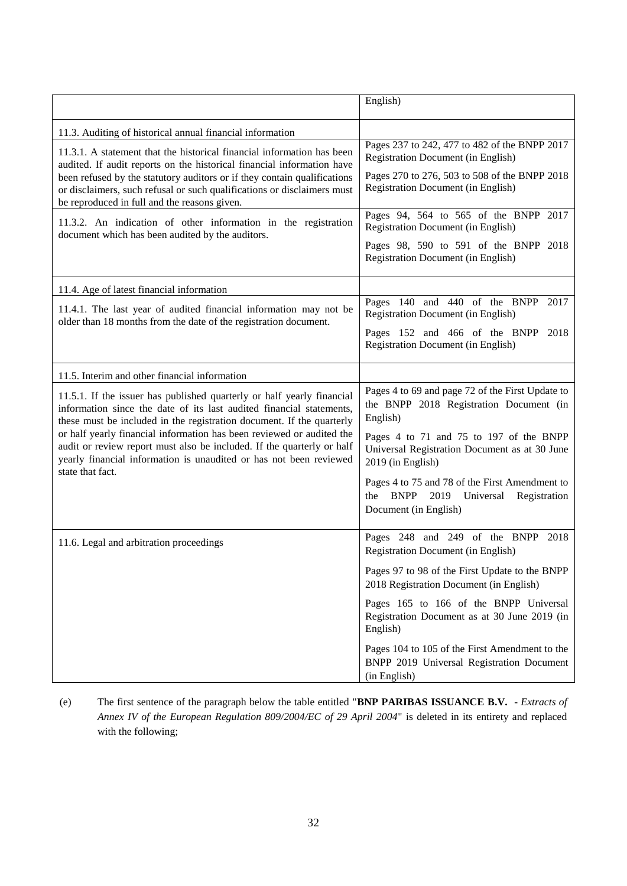| | |
|---|---|
| | English) |
| 11.3. Auditing of historical annual financial information | |
| 11.3.1. A statement that the historical financial information has been audited. If audit reports on the historical financial information have been refused by the statutory auditors or if they contain qualifications or disclaimers, such refusal or such qualifications or disclaimers must be reproduced in full and the reasons given. | Pages 237 to 242, 477 to 482 of the BNPP 2017 Registration Document (in English)<br><br>Pages 270 to 276, 503 to 508 of the BNPP 2018 Registration Document (in English) |
| 11.3.2. An indication of other information in the registration document which has been audited by the auditors. | Pages 94, 564 to 565 of the BNPP 2017 Registration Document (in English)<br><br>Pages 98, 590 to 591 of the BNPP 2018 Registration Document (in English) |
| 11.4. Age of latest financial information | |
| 11.4.1. The last year of audited financial information may not be older than 18 months from the date of the registration document. | Pages 140 and 440 of the BNPP 2017 Registration Document (in English)<br><br>Pages 152 and 466 of the BNPP 2018 Registration Document (in English) |
| 11.5. Interim and other financial information | |
| 11.5.1. If the issuer has published quarterly or half yearly financial information since the date of its last audited financial statements, these must be included in the registration document. If the quarterly or half yearly financial information has been reviewed or audited the audit or review report must also be included. If the quarterly or half yearly financial information is unaudited or has not been reviewed state that fact. | Pages 4 to 69 and page 72 of the First Update to the BNPP 2018 Registration Document (in English)<br><br>Pages 4 to 71 and 75 to 197 of the BNPP Universal Registration Document as at 30 June 2019 (in English)<br><br>Pages 4 to 75 and 78 of the First Amendment to the BNPP 2019 Universal Registration Document (in English) |
| 11.6. Legal and arbitration proceedings | Pages 248 and 249 of the BNPP 2018 Registration Document (in English)<br><br>Pages 97 to 98 of the First Update to the BNPP 2018 Registration Document (in English)<br><br>Pages 165 to 166 of the BNPP Universal Registration Document as at 30 June 2019 (in English)<br><br>Pages 104 to 105 of the First Amendment to the BNPP 2019 Universal Registration Document (in English) |

(e) The first sentence of the paragraph below the table entitled "**BNP PARIBAS ISSUANCE B.V.** - *Extracts of Annex IV of the European Regulation 809/2004/EC of 29 April 2004*" is deleted in its entirety and replaced with the following;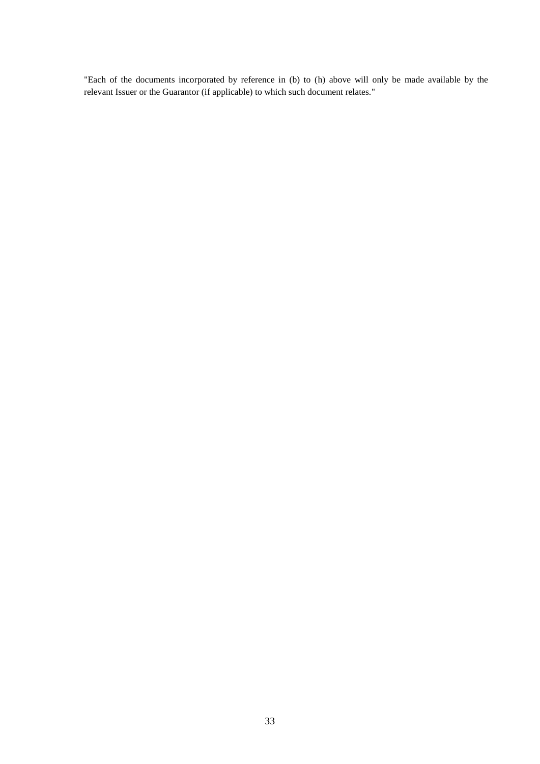"Each of the documents incorporated by reference in (b) to (h) above will only be made available by the relevant Issuer or the Guarantor (if applicable) to which such document relates."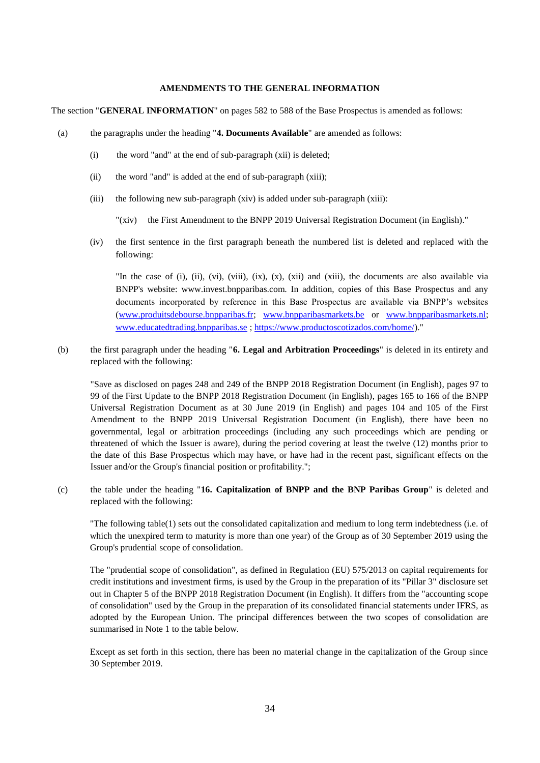## AMENDMENTS TO THE GENERAL INFORMATION

The section "**GENERAL INFORMATION**" on pages 582 to 588 of the Base Prospectus is amended as follows:

(a) the paragraphs under the heading "**4. Documents Available**" are amended as follows:

  (i) the word "and" at the end of sub-paragraph (xii) is deleted;

  (ii) the word "and" is added at the end of sub-paragraph (xiii);

  (iii) the following new sub-paragraph (xiv) is added under sub-paragraph (xiii):

  "(xiv) the First Amendment to the BNPP 2019 Universal Registration Document (in English)."

  (iv) the first sentence in the first paragraph beneath the numbered list is deleted and replaced with the following:

  "In the case of (i), (ii), (vi), (viii), (ix), (x), (xii) and (xiii), the documents are also available via BNPP's website: www.invest.bnpparibas.com. In addition, copies of this Base Prospectus and any documents incorporated by reference in this Base Prospectus are available via BNPP's websites (www.produitsdebourse.bnpparibas.fr; www.bnpparibasmarkets.be or www.bnpparibasmarkets.nl; www.educatedtrading.bnpparibas.se ; https://www.productoscotizados.com/home/)."

(b) the first paragraph under the heading "**6. Legal and Arbitration Proceedings**" is deleted in its entirety and replaced with the following:

"Save as disclosed on pages 248 and 249 of the BNPP 2018 Registration Document (in English), pages 97 to 99 of the First Update to the BNPP 2018 Registration Document (in English), pages 165 to 166 of the BNPP Universal Registration Document as at 30 June 2019 (in English) and pages 104 and 105 of the First Amendment to the BNPP 2019 Universal Registration Document (in English), there have been no governmental, legal or arbitration proceedings (including any such proceedings which are pending or threatened of which the Issuer is aware), during the period covering at least the twelve (12) months prior to the date of this Base Prospectus which may have, or have had in the recent past, significant effects on the Issuer and/or the Group's financial position or profitability.";

(c) the table under the heading "**16. Capitalization of BNPP and the BNP Paribas Group**" is deleted and replaced with the following:

"The following table(1) sets out the consolidated capitalization and medium to long term indebtedness (i.e. of which the unexpired term to maturity is more than one year) of the Group as of 30 September 2019 using the Group's prudential scope of consolidation.

The "prudential scope of consolidation", as defined in Regulation (EU) 575/2013 on capital requirements for credit institutions and investment firms, is used by the Group in the preparation of its "Pillar 3" disclosure set out in Chapter 5 of the BNPP 2018 Registration Document (in English). It differs from the "accounting scope of consolidation" used by the Group in the preparation of its consolidated financial statements under IFRS, as adopted by the European Union. The principal differences between the two scopes of consolidation are summarised in Note 1 to the table below.

Except as set forth in this section, there has been no material change in the capitalization of the Group since 30 September 2019.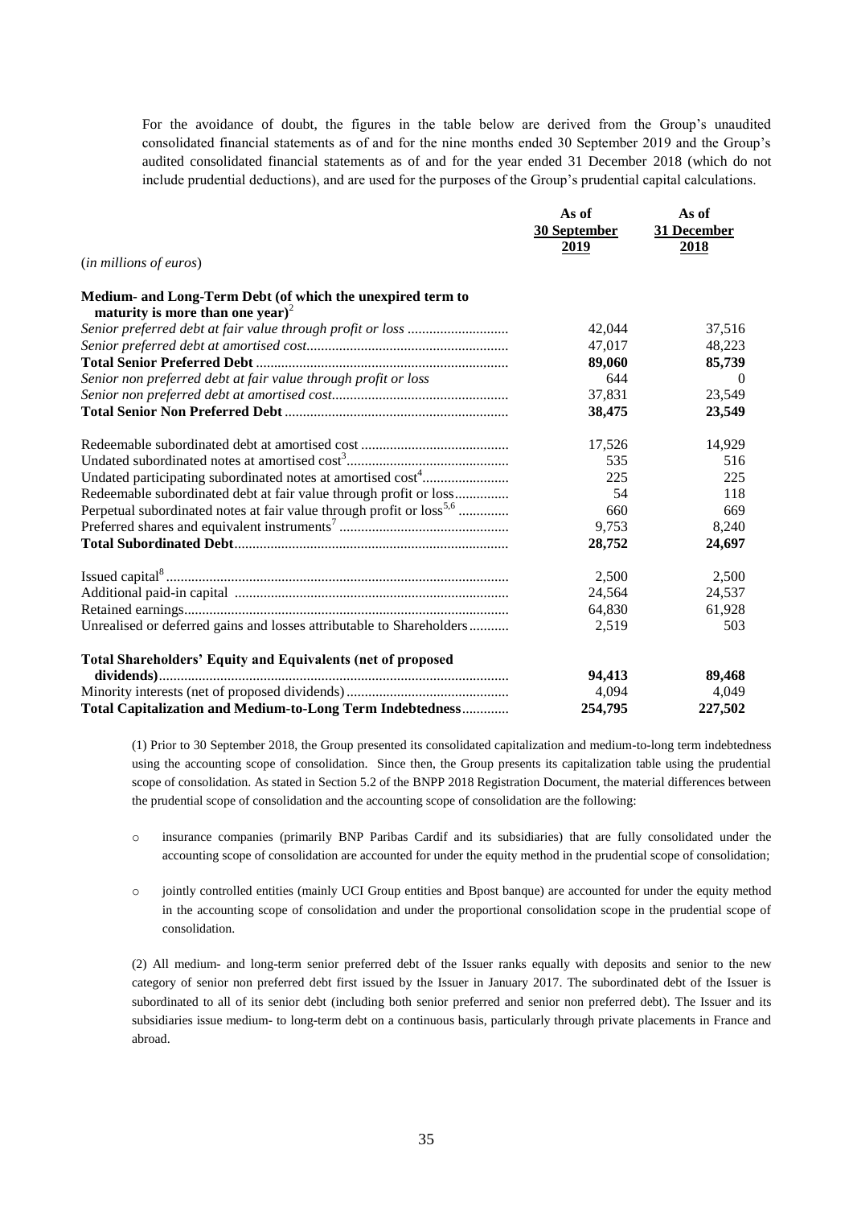For the avoidance of doubt, the figures in the table below are derived from the Group's unaudited consolidated financial statements as of and for the nine months ended 30 September 2019 and the Group's audited consolidated financial statements as of and for the year ended 31 December 2018 (which do not include prudential deductions), and are used for the purposes of the Group's prudential capital calculations.

| (*in millions of euros*) | As of <u>30 September 2019</u> | As of <u>31 December 2018</u> |
|---|---|---|
| **Medium- and Long-Term Debt (of which the unexpired term to maturity is more than one year)**[2] | | |
| *Senior preferred debt at fair value through profit or loss* | 42,044 | 37,516 |
| *Senior preferred debt at amortised cost* | 47,017 | 48,223 |
| **Total Senior Preferred Debt** | **89,060** | **85,739** |
| *Senior non preferred debt at fair value through profit or loss* | 644 | 0 |
| *Senior non preferred debt at amortised cost* | 37,831 | 23,549 |
| **Total Senior Non Preferred Debt** | **38,475** | **23,549** |
| Redeemable subordinated debt at amortised cost | 17,526 | 14,929 |
| Undated subordinated notes at amortised cost[3] | 535 | 516 |
| Undated participating subordinated notes at amortised cost[4] | 225 | 225 |
| Redeemable subordinated debt at fair value through profit or loss | 54 | 118 |
| Perpetual subordinated notes at fair value through profit or loss[5,6] | 660 | 669 |
| Preferred shares and equivalent instruments[7] | 9,753 | 8,240 |
| **Total Subordinated Debt** | **28,752** | **24,697** |
| Issued capital[8] | 2,500 | 2,500 |
| Additional paid-in capital | 24,564 | 24,537 |
| Retained earnings | 64,830 | 61,928 |
| Unrealised or deferred gains and losses attributable to Shareholders | 2,519 | 503 |
| **Total Shareholders' Equity and Equivalents (net of proposed dividends)** | **94,413** | **89,468** |
| Minority interests (net of proposed dividends) | 4,094 | 4,049 |
| **Total Capitalization and Medium-to-Long Term Indebtedness** | **254,795** | **227,502** |

(1) Prior to 30 September 2018, the Group presented its consolidated capitalization and medium-to-long term indebtedness using the accounting scope of consolidation. Since then, the Group presents its capitalization table using the prudential scope of consolidation. As stated in Section 5.2 of the BNPP 2018 Registration Document, the material differences between the prudential scope of consolidation and the accounting scope of consolidation are the following:

- insurance companies (primarily BNP Paribas Cardif and its subsidiaries) that are fully consolidated under the accounting scope of consolidation are accounted for under the equity method in the prudential scope of consolidation;
- jointly controlled entities (mainly UCI Group entities and Bpost banque) are accounted for under the equity method in the accounting scope of consolidation and under the proportional consolidation scope in the prudential scope of consolidation.

(2) All medium- and long-term senior preferred debt of the Issuer ranks equally with deposits and senior to the new category of senior non preferred debt first issued by the Issuer in January 2017. The subordinated debt of the Issuer is subordinated to all of its senior debt (including both senior preferred and senior non preferred debt). The Issuer and its subsidiaries issue medium- to long-term debt on a continuous basis, particularly through private placements in France and abroad.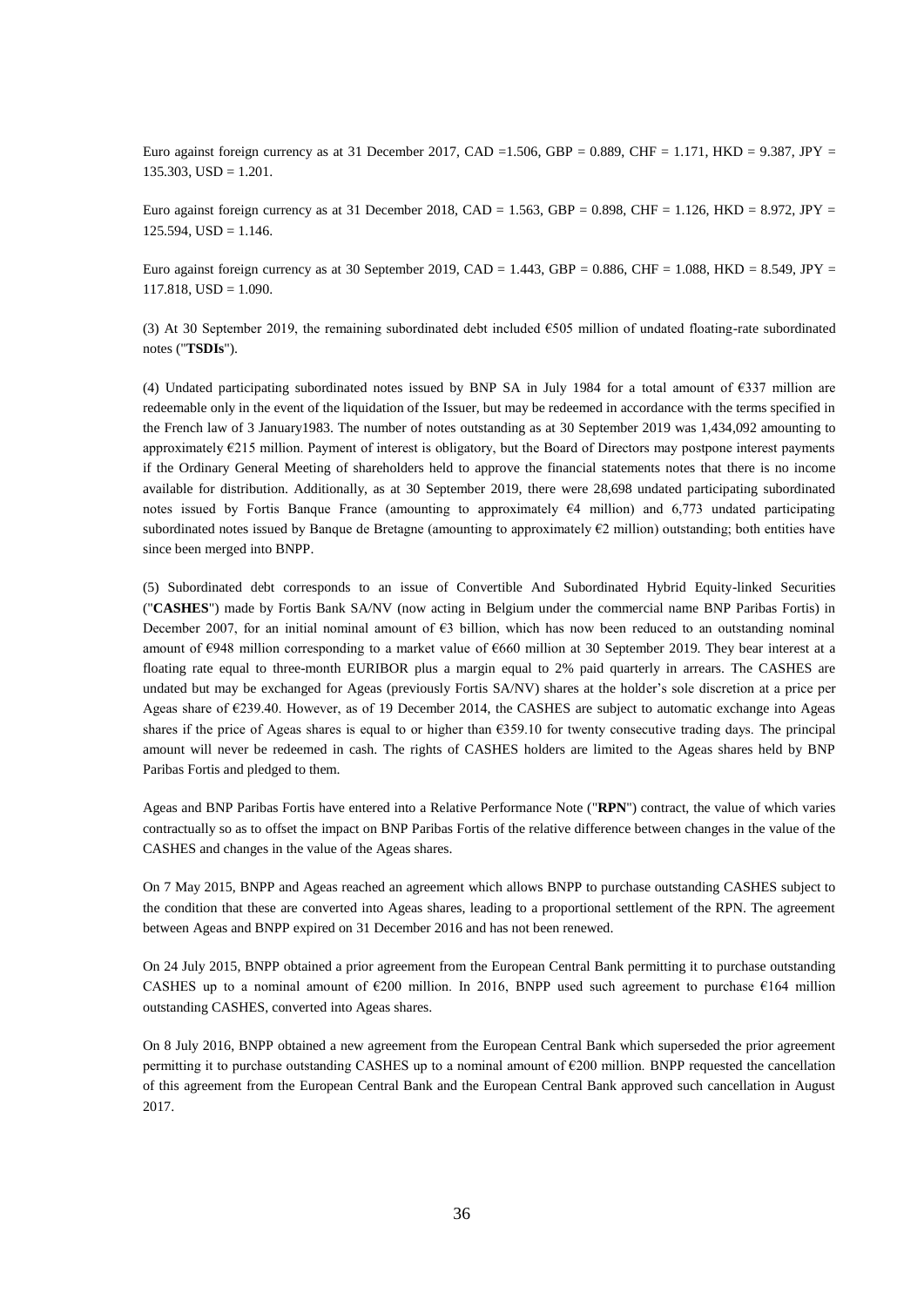Euro against foreign currency as at 31 December 2017, CAD =1.506, GBP = 0.889, CHF = 1.171, HKD = 9.387, JPY = 135.303, USD = 1.201.

Euro against foreign currency as at 31 December 2018, CAD = 1.563, GBP = 0.898, CHF = 1.126, HKD = 8.972, JPY = 125.594, USD = 1.146.

Euro against foreign currency as at 30 September 2019, CAD = 1.443, GBP = 0.886, CHF = 1.088, HKD = 8.549, JPY = 117.818, USD = 1.090.

(3) At 30 September 2019, the remaining subordinated debt included €505 million of undated floating-rate subordinated notes ("**TSDIs**").

(4) Undated participating subordinated notes issued by BNP SA in July 1984 for a total amount of €337 million are redeemable only in the event of the liquidation of the Issuer, but may be redeemed in accordance with the terms specified in the French law of 3 January1983. The number of notes outstanding as at 30 September 2019 was 1,434,092 amounting to approximately €215 million. Payment of interest is obligatory, but the Board of Directors may postpone interest payments if the Ordinary General Meeting of shareholders held to approve the financial statements notes that there is no income available for distribution. Additionally, as at 30 September 2019, there were 28,698 undated participating subordinated notes issued by Fortis Banque France (amounting to approximately €4 million) and 6,773 undated participating subordinated notes issued by Banque de Bretagne (amounting to approximately €2 million) outstanding; both entities have since been merged into BNPP.

(5) Subordinated debt corresponds to an issue of Convertible And Subordinated Hybrid Equity-linked Securities ("**CASHES**") made by Fortis Bank SA/NV (now acting in Belgium under the commercial name BNP Paribas Fortis) in December 2007, for an initial nominal amount of €3 billion, which has now been reduced to an outstanding nominal amount of €948 million corresponding to a market value of €660 million at 30 September 2019. They bear interest at a floating rate equal to three-month EURIBOR plus a margin equal to 2% paid quarterly in arrears. The CASHES are undated but may be exchanged for Ageas (previously Fortis SA/NV) shares at the holder's sole discretion at a price per Ageas share of €239.40. However, as of 19 December 2014, the CASHES are subject to automatic exchange into Ageas shares if the price of Ageas shares is equal to or higher than €359.10 for twenty consecutive trading days. The principal amount will never be redeemed in cash. The rights of CASHES holders are limited to the Ageas shares held by BNP Paribas Fortis and pledged to them.

Ageas and BNP Paribas Fortis have entered into a Relative Performance Note ("**RPN**") contract, the value of which varies contractually so as to offset the impact on BNP Paribas Fortis of the relative difference between changes in the value of the CASHES and changes in the value of the Ageas shares.

On 7 May 2015, BNPP and Ageas reached an agreement which allows BNPP to purchase outstanding CASHES subject to the condition that these are converted into Ageas shares, leading to a proportional settlement of the RPN. The agreement between Ageas and BNPP expired on 31 December 2016 and has not been renewed.

On 24 July 2015, BNPP obtained a prior agreement from the European Central Bank permitting it to purchase outstanding CASHES up to a nominal amount of €200 million. In 2016, BNPP used such agreement to purchase €164 million outstanding CASHES, converted into Ageas shares.

On 8 July 2016, BNPP obtained a new agreement from the European Central Bank which superseded the prior agreement permitting it to purchase outstanding CASHES up to a nominal amount of €200 million. BNPP requested the cancellation of this agreement from the European Central Bank and the European Central Bank approved such cancellation in August 2017.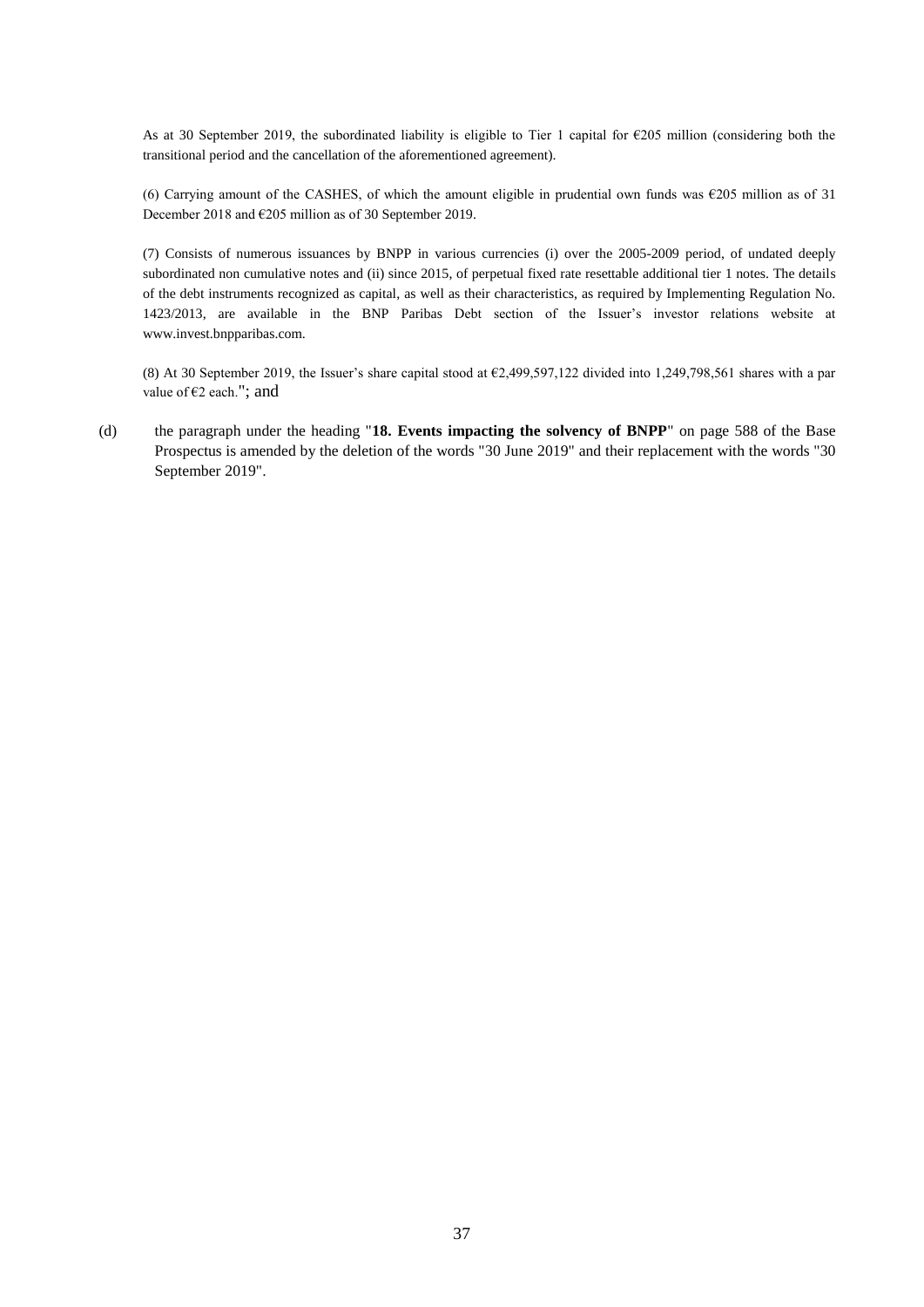As at 30 September 2019, the subordinated liability is eligible to Tier 1 capital for €205 million (considering both the transitional period and the cancellation of the aforementioned agreement).

(6) Carrying amount of the CASHES, of which the amount eligible in prudential own funds was €205 million as of 31 December 2018 and €205 million as of 30 September 2019.

(7) Consists of numerous issuances by BNPP in various currencies (i) over the 2005-2009 period, of undated deeply subordinated non cumulative notes and (ii) since 2015, of perpetual fixed rate resettable additional tier 1 notes. The details of the debt instruments recognized as capital, as well as their characteristics, as required by Implementing Regulation No. 1423/2013, are available in the BNP Paribas Debt section of the Issuer's investor relations website at www.invest.bnpparibas.com.

(8) At 30 September 2019, the Issuer's share capital stood at €2,499,597,122 divided into 1,249,798,561 shares with a par value of €2 each."; and

(d) the paragraph under the heading "**18. Events impacting the solvency of BNPP**" on page 588 of the Base Prospectus is amended by the deletion of the words "30 June 2019" and their replacement with the words "30 September 2019".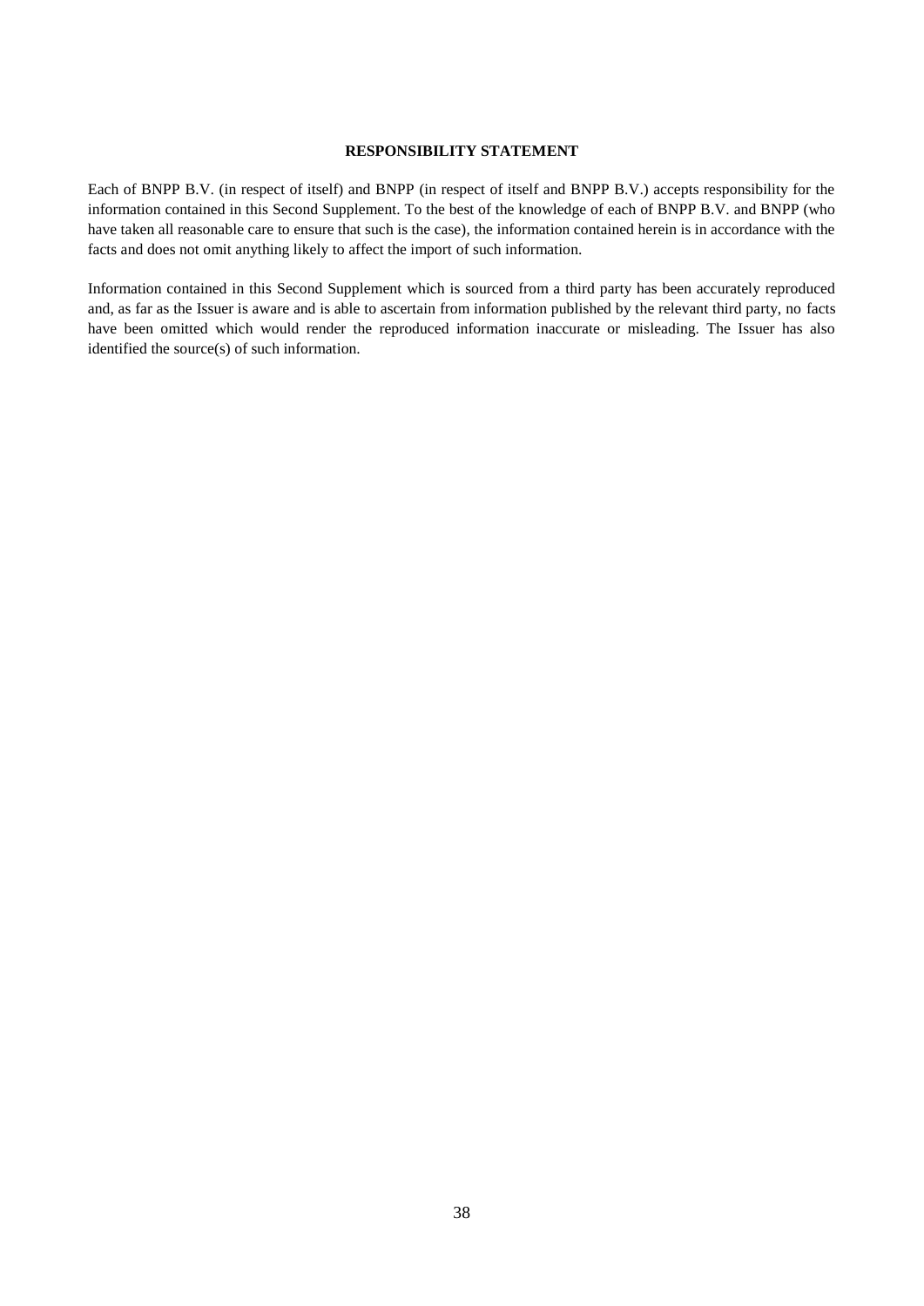**RESPONSIBILITY STATEMENT**

Each of BNPP B.V. (in respect of itself) and BNPP (in respect of itself and BNPP B.V.) accepts responsibility for the information contained in this Second Supplement. To the best of the knowledge of each of BNPP B.V. and BNPP (who have taken all reasonable care to ensure that such is the case), the information contained herein is in accordance with the facts and does not omit anything likely to affect the import of such information.

Information contained in this Second Supplement which is sourced from a third party has been accurately reproduced and, as far as the Issuer is aware and is able to ascertain from information published by the relevant third party, no facts have been omitted which would render the reproduced information inaccurate or misleading. The Issuer has also identified the source(s) of such information.